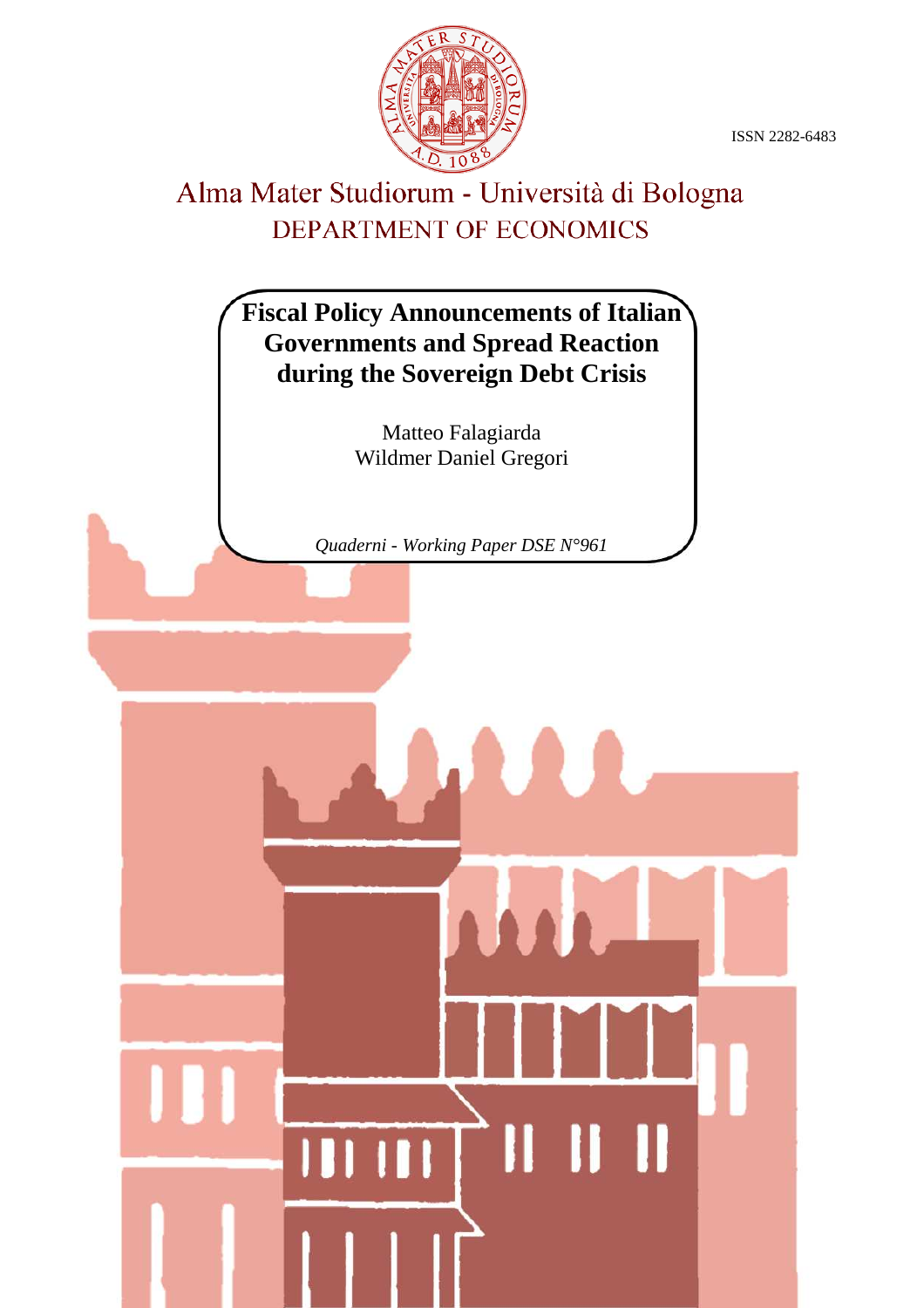ISSN 2282-6483

Alma Mater Studiorum - Università di Bologna

DEPARTMENT OF ECONOMICS

# Fiscal Policy Announcements of Italian Governments and Spread Reaction during the Sovereign Debt Crisis

Matteo Falagiarda

Wildmer Daniel Gregori

*Quaderni - Working Paper DSE N°961*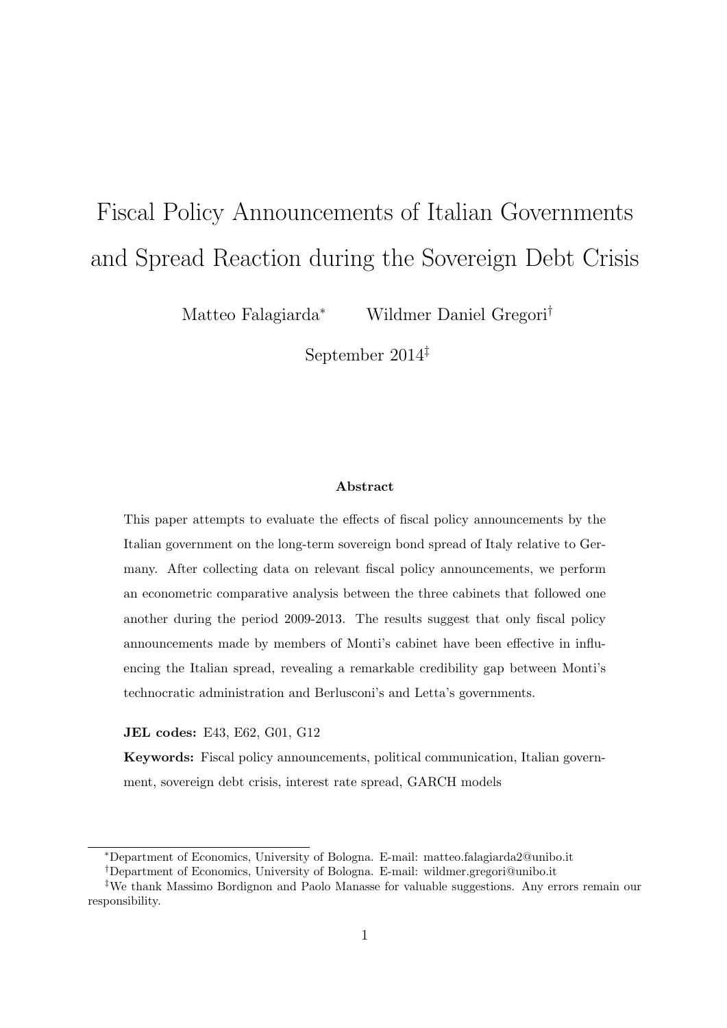# Fiscal Policy Announcements of Italian Governments and Spread Reaction during the Sovereign Debt Crisis

Matteo Falagiarda[*] Wildmer Daniel Gregori[†]

September 2014[‡]

### Abstract

This paper attempts to evaluate the effects of fiscal policy announcements by the Italian government on the long-term sovereign bond spread of Italy relative to Germany. After collecting data on relevant fiscal policy announcements, we perform an econometric comparative analysis between the three cabinets that followed one another during the period 2009-2013. The results suggest that only fiscal policy announcements made by members of Monti's cabinet have been effective in influencing the Italian spread, revealing a remarkable credibility gap between Monti's technocratic administration and Berlusconi's and Letta's governments.

**JEL codes:** E43, E62, G01, G12

**Keywords:** Fiscal policy announcements, political communication, Italian government, sovereign debt crisis, interest rate spread, GARCH models

---

[*] Department of Economics, University of Bologna. E-mail: matteo.falagiarda2@unibo.it

[†] Department of Economics, University of Bologna. E-mail: wildmer.gregori@unibo.it

[‡] We thank Massimo Bordignon and Paolo Manasse for valuable suggestions. Any errors remain our responsibility.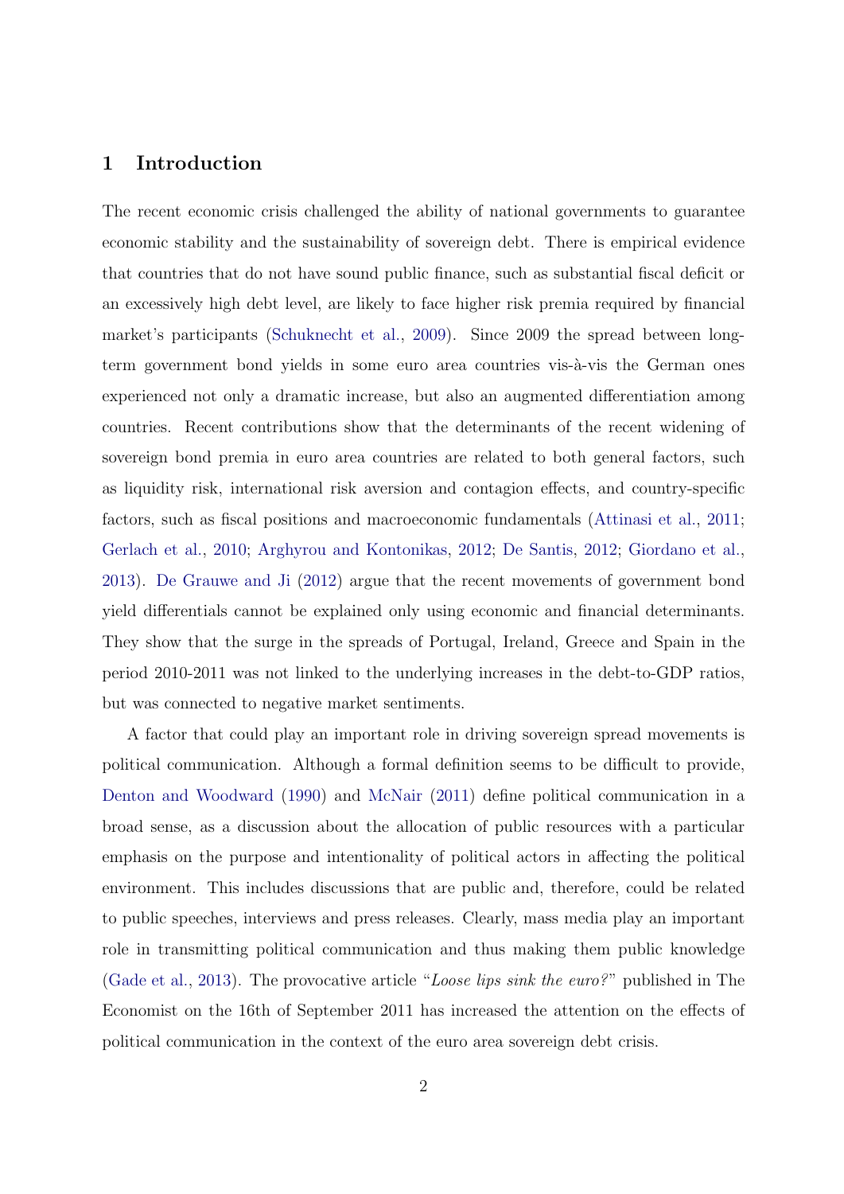# 1 Introduction

The recent economic crisis challenged the ability of national governments to guarantee economic stability and the sustainability of sovereign debt. There is empirical evidence that countries that do not have sound public finance, such as substantial fiscal deficit or an excessively high debt level, are likely to face higher risk premia required by financial market's participants (Schuknecht et al., 2009). Since 2009 the spread between long-term government bond yields in some euro area countries vis-à-vis the German ones experienced not only a dramatic increase, but also an augmented differentiation among countries. Recent contributions show that the determinants of the recent widening of sovereign bond premia in euro area countries are related to both general factors, such as liquidity risk, international risk aversion and contagion effects, and country-specific factors, such as fiscal positions and macroeconomic fundamentals (Attinasi et al., 2011; Gerlach et al., 2010; Arghyrou and Kontonikas, 2012; De Santis, 2012; Giordano et al., 2013). De Grauwe and Ji (2012) argue that the recent movements of government bond yield differentials cannot be explained only using economic and financial determinants. They show that the surge in the spreads of Portugal, Ireland, Greece and Spain in the period 2010-2011 was not linked to the underlying increases in the debt-to-GDP ratios, but was connected to negative market sentiments.

A factor that could play an important role in driving sovereign spread movements is political communication. Although a formal definition seems to be difficult to provide, Denton and Woodward (1990) and McNair (2011) define political communication in a broad sense, as a discussion about the allocation of public resources with a particular emphasis on the purpose and intentionality of political actors in affecting the political environment. This includes discussions that are public and, therefore, could be related to public speeches, interviews and press releases. Clearly, mass media play an important role in transmitting political communication and thus making them public knowledge (Gade et al., 2013). The provocative article "*Loose lips sink the euro?*" published in The Economist on the 16th of September 2011 has increased the attention on the effects of political communication in the context of the euro area sovereign debt crisis.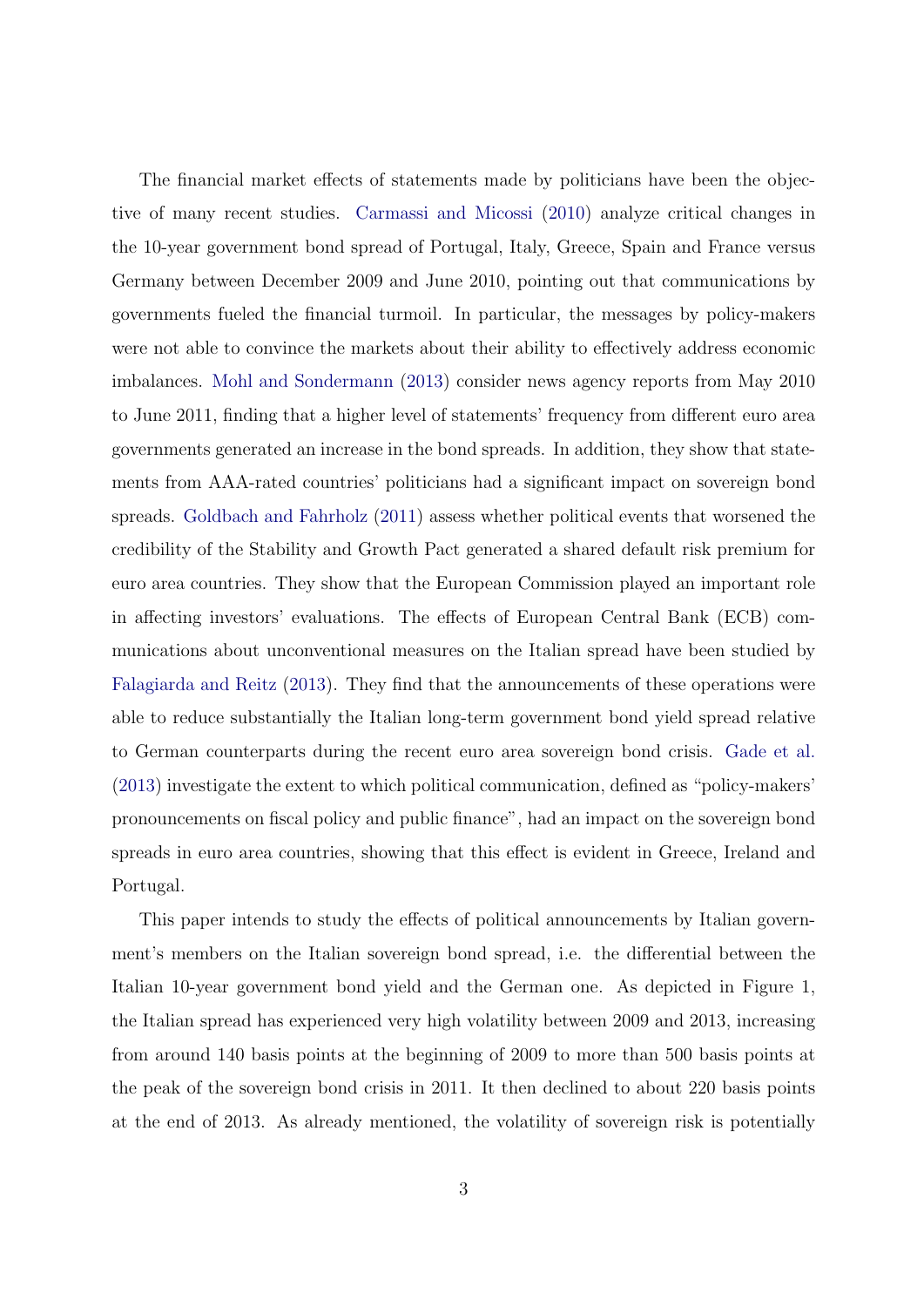The financial market effects of statements made by politicians have been the objective of many recent studies. Carmassi and Micossi (2010) analyze critical changes in the 10-year government bond spread of Portugal, Italy, Greece, Spain and France versus Germany between December 2009 and June 2010, pointing out that communications by governments fueled the financial turmoil. In particular, the messages by policy-makers were not able to convince the markets about their ability to effectively address economic imbalances. Mohl and Sondermann (2013) consider news agency reports from May 2010 to June 2011, finding that a higher level of statements' frequency from different euro area governments generated an increase in the bond spreads. In addition, they show that statements from AAA-rated countries' politicians had a significant impact on sovereign bond spreads. Goldbach and Fahrholz (2011) assess whether political events that worsened the credibility of the Stability and Growth Pact generated a shared default risk premium for euro area countries. They show that the European Commission played an important role in affecting investors' evaluations. The effects of European Central Bank (ECB) communications about unconventional measures on the Italian spread have been studied by Falagiarda and Reitz (2013). They find that the announcements of these operations were able to reduce substantially the Italian long-term government bond yield spread relative to German counterparts during the recent euro area sovereign bond crisis. Gade et al. (2013) investigate the extent to which political communication, defined as "policy-makers' pronouncements on fiscal policy and public finance", had an impact on the sovereign bond spreads in euro area countries, showing that this effect is evident in Greece, Ireland and Portugal.

This paper intends to study the effects of political announcements by Italian government's members on the Italian sovereign bond spread, i.e. the differential between the Italian 10-year government bond yield and the German one. As depicted in Figure 1, the Italian spread has experienced very high volatility between 2009 and 2013, increasing from around 140 basis points at the beginning of 2009 to more than 500 basis points at the peak of the sovereign bond crisis in 2011. It then declined to about 220 basis points at the end of 2013. As already mentioned, the volatility of sovereign risk is potentially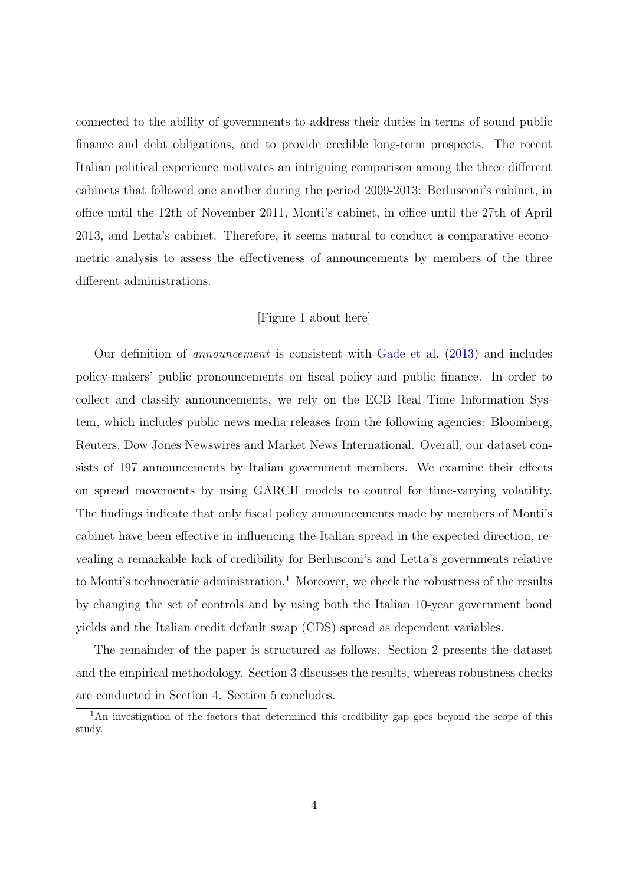connected to the ability of governments to address their duties in terms of sound public finance and debt obligations, and to provide credible long-term prospects. The recent Italian political experience motivates an intriguing comparison among the three different cabinets that followed one another during the period 2009-2013: Berlusconi's cabinet, in office until the 12th of November 2011, Monti's cabinet, in office until the 27th of April 2013, and Letta's cabinet. Therefore, it seems natural to conduct a comparative econometric analysis to assess the effectiveness of announcements by members of the three different administrations.

[Figure 1 about here]

Our definition of *announcement* is consistent with Gade et al. (2013) and includes policy-makers' public pronouncements on fiscal policy and public finance. In order to collect and classify announcements, we rely on the ECB Real Time Information System, which includes public news media releases from the following agencies: Bloomberg, Reuters, Dow Jones Newswires and Market News International. Overall, our dataset consists of 197 announcements by Italian government members. We examine their effects on spread movements by using GARCH models to control for time-varying volatility. The findings indicate that only fiscal policy announcements made by members of Monti's cabinet have been effective in influencing the Italian spread in the expected direction, revealing a remarkable lack of credibility for Berlusconi's and Letta's governments relative to Monti's technocratic administration.[1] Moreover, we check the robustness of the results by changing the set of controls and by using both the Italian 10-year government bond yields and the Italian credit default swap (CDS) spread as dependent variables.

The remainder of the paper is structured as follows. Section 2 presents the dataset and the empirical methodology. Section 3 discusses the results, whereas robustness checks are conducted in Section 4. Section 5 concludes.

[1] An investigation of the factors that determined this credibility gap goes beyond the scope of this study.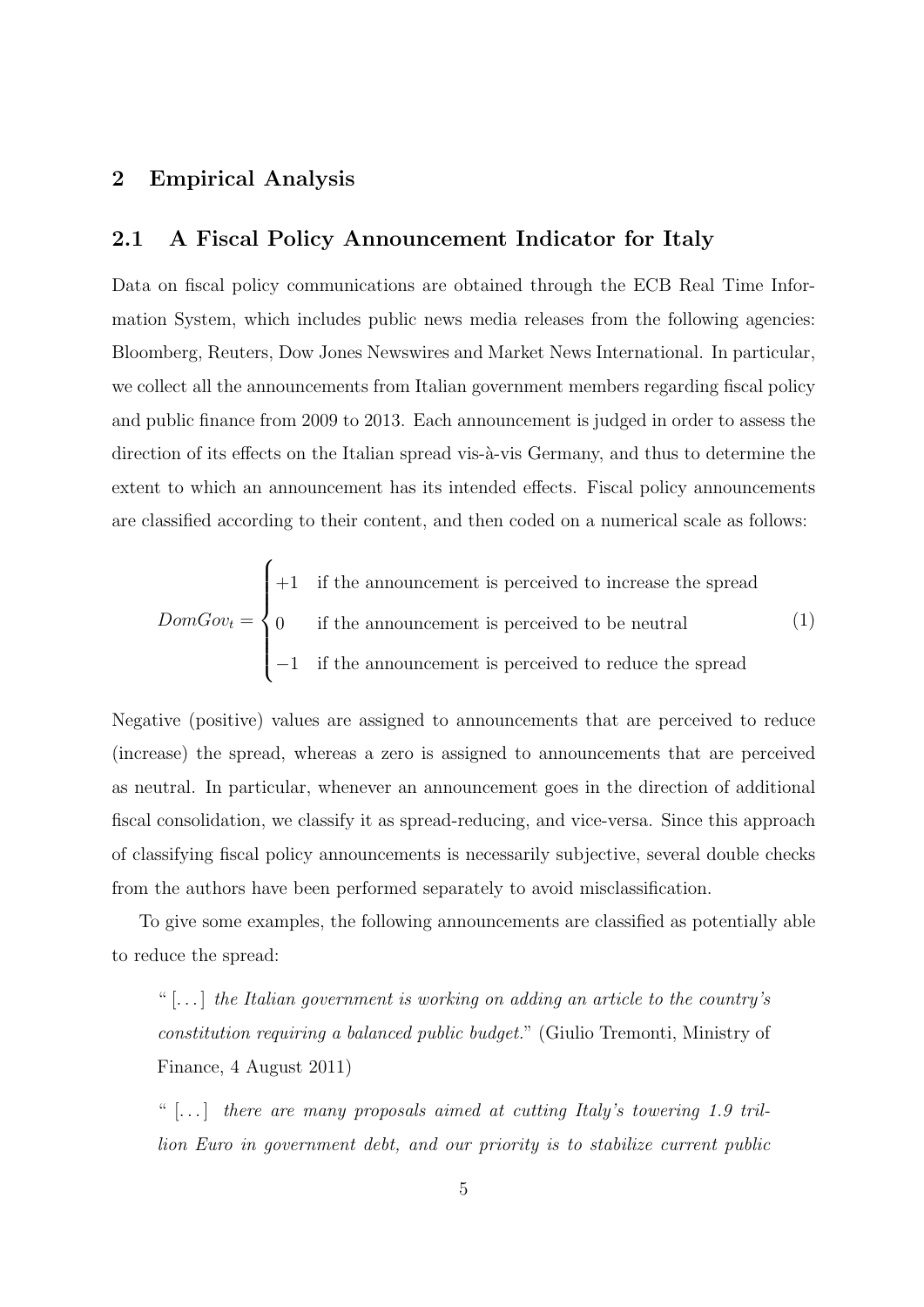## 2 Empirical Analysis

### 2.1 A Fiscal Policy Announcement Indicator for Italy

Data on fiscal policy communications are obtained through the ECB Real Time Information System, which includes public news media releases from the following agencies: Bloomberg, Reuters, Dow Jones Newswires and Market News International. In particular, we collect all the announcements from Italian government members regarding fiscal policy and public finance from 2009 to 2013. Each announcement is judged in order to assess the direction of its effects on the Italian spread vis-à-vis Germany, and thus to determine the extent to which an announcement has its intended effects. Fiscal policy announcements are classified according to their content, and then coded on a numerical scale as follows:

$$DomGov_t = \begin{cases} +1 & \text{if the announcement is perceived to increase the spread} \\ 0 & \text{if the announcement is perceived to be neutral} \\ -1 & \text{if the announcement is perceived to reduce the spread} \end{cases} \tag{1}$$

Negative (positive) values are assigned to announcements that are perceived to reduce (increase) the spread, whereas a zero is assigned to announcements that are perceived as neutral. In particular, whenever an announcement goes in the direction of additional fiscal consolidation, we classify it as spread-reducing, and vice-versa. Since this approach of classifying fiscal policy announcements is necessarily subjective, several double checks from the authors have been performed separately to avoid misclassification.

To give some examples, the following announcements are classified as potentially able to reduce the spread:

> "[...] *the Italian government is working on adding an article to the country's constitution requiring a balanced public budget.*" (Giulio Tremonti, Ministry of Finance, 4 August 2011)

> "[...] *there are many proposals aimed at cutting Italy's towering 1.9 trillion Euro in government debt, and our priority is to stabilize current public*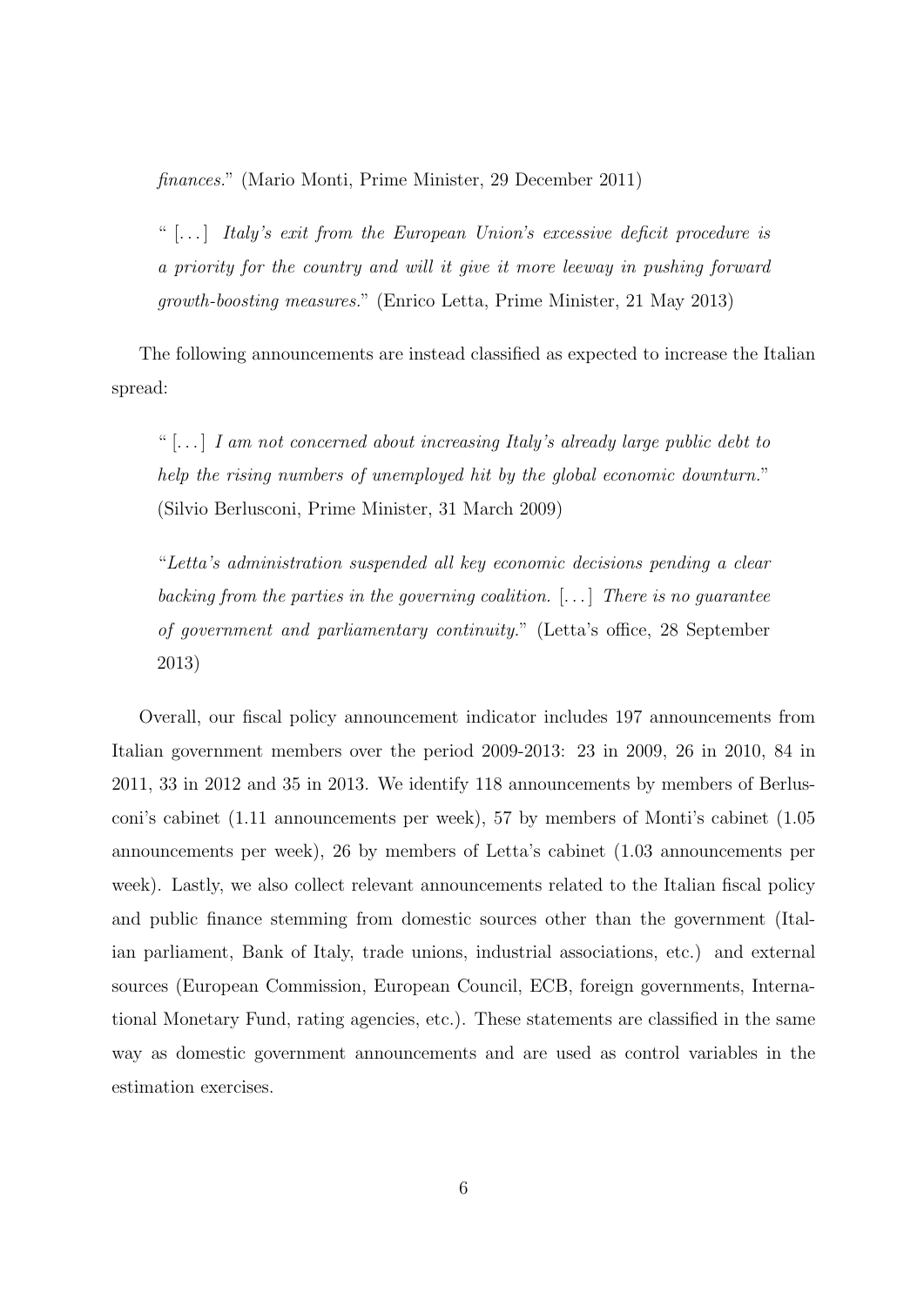*finances.*" (Mario Monti, Prime Minister, 29 December 2011)

> " [...] *Italy's exit from the European Union's excessive deficit procedure is a priority for the country and will it give it more leeway in pushing forward growth-boosting measures.*" (Enrico Letta, Prime Minister, 21 May 2013)

The following announcements are instead classified as expected to increase the Italian spread:

> " [...] *I am not concerned about increasing Italy's already large public debt to help the rising numbers of unemployed hit by the global economic downturn.*" (Silvio Berlusconi, Prime Minister, 31 March 2009)

> "*Letta's administration suspended all key economic decisions pending a clear backing from the parties in the governing coalition.* [...] *There is no guarantee of government and parliamentary continuity.*" (Letta's office, 28 September 2013)

Overall, our fiscal policy announcement indicator includes 197 announcements from Italian government members over the period 2009-2013: 23 in 2009, 26 in 2010, 84 in 2011, 33 in 2012 and 35 in 2013. We identify 118 announcements by members of Berlusconi's cabinet (1.11 announcements per week), 57 by members of Monti's cabinet (1.05 announcements per week), 26 by members of Letta's cabinet (1.03 announcements per week). Lastly, we also collect relevant announcements related to the Italian fiscal policy and public finance stemming from domestic sources other than the government (Italian parliament, Bank of Italy, trade unions, industrial associations, etc.) and external sources (European Commission, European Council, ECB, foreign governments, International Monetary Fund, rating agencies, etc.). These statements are classified in the same way as domestic government announcements and are used as control variables in the estimation exercises.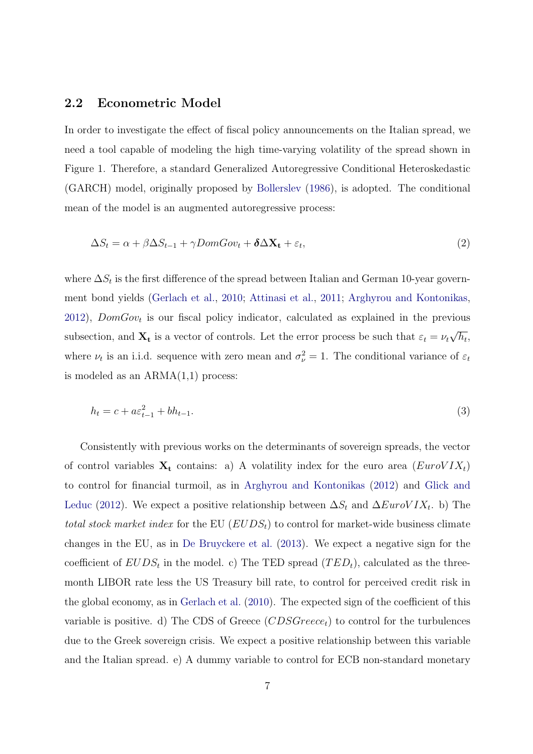## 2.2 Econometric Model

In order to investigate the effect of fiscal policy announcements on the Italian spread, we need a tool capable of modeling the high time-varying volatility of the spread shown in Figure 1. Therefore, a standard Generalized Autoregressive Conditional Heteroskedastic (GARCH) model, originally proposed by Bollerslev (1986), is adopted. The conditional mean of the model is an augmented autoregressive process:

$$\Delta S_t = \alpha + \beta \Delta S_{t-1} + \gamma DomGov_t + \boldsymbol{\delta} \Delta \mathbf{X_t} + \varepsilon_t, \tag{2}$$

where $\Delta S_t$ is the first difference of the spread between Italian and German 10-year government bond yields (Gerlach et al., 2010; Attinasi et al., 2011; Arghyrou and Kontonikas, 2012), $DomGov_t$ is our fiscal policy indicator, calculated as explained in the previous subsection, and $\mathbf{X_t}$ is a vector of controls. Let the error process be such that $\varepsilon_t = \nu_t \sqrt{h_t}$, where $\nu_t$ is an i.i.d. sequence with zero mean and $\sigma_\nu^2 = 1$. The conditional variance of $\varepsilon_t$ is modeled as an ARMA(1,1) process:

$$h_t = c + a\varepsilon_{t-1}^2 + bh_{t-1}. \tag{3}$$

Consistently with previous works on the determinants of sovereign spreads, the vector of control variables $\mathbf{X_t}$ contains: a) A volatility index for the euro area ($EuroVIX_t$) to control for financial turmoil, as in Arghyrou and Kontonikas (2012) and Glick and Leduc (2012). We expect a positive relationship between $\Delta S_t$ and $\Delta EuroVIX_t$. b) The *total stock market index* for the EU ($EUDS_t$) to control for market-wide business climate changes in the EU, as in De Bruyckere et al. (2013). We expect a negative sign for the coefficient of $EUDS_t$ in the model. c) The TED spread ($TED_t$), calculated as the three-month LIBOR rate less the US Treasury bill rate, to control for perceived credit risk in the global economy, as in Gerlach et al. (2010). The expected sign of the coefficient of this variable is positive. d) The CDS of Greece ($CDSGreece_t$) to control for the turbulences due to the Greek sovereign crisis. We expect a positive relationship between this variable and the Italian spread. e) A dummy variable to control for ECB non-standard monetary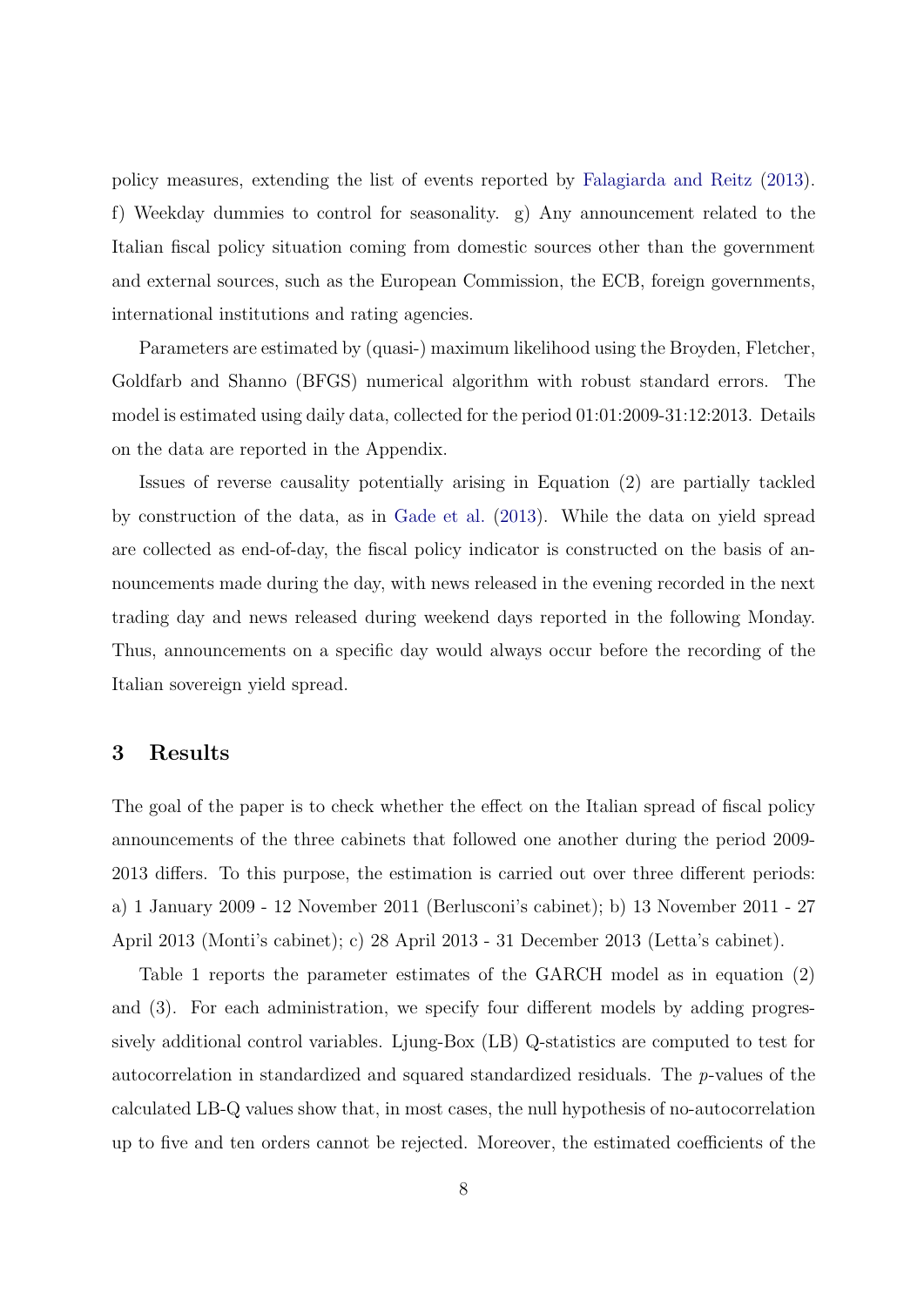policy measures, extending the list of events reported by Falagiarda and Reitz (2013). f) Weekday dummies to control for seasonality. g) Any announcement related to the Italian fiscal policy situation coming from domestic sources other than the government and external sources, such as the European Commission, the ECB, foreign governments, international institutions and rating agencies.

Parameters are estimated by (quasi-) maximum likelihood using the Broyden, Fletcher, Goldfarb and Shanno (BFGS) numerical algorithm with robust standard errors. The model is estimated using daily data, collected for the period 01:01:2009-31:12:2013. Details on the data are reported in the Appendix.

Issues of reverse causality potentially arising in Equation (2) are partially tackled by construction of the data, as in Gade et al. (2013). While the data on yield spread are collected as end-of-day, the fiscal policy indicator is constructed on the basis of announcements made during the day, with news released in the evening recorded in the next trading day and news released during weekend days reported in the following Monday. Thus, announcements on a specific day would always occur before the recording of the Italian sovereign yield spread.

## 3 Results

The goal of the paper is to check whether the effect on the Italian spread of fiscal policy announcements of the three cabinets that followed one another during the period 2009-2013 differs. To this purpose, the estimation is carried out over three different periods: a) 1 January 2009 - 12 November 2011 (Berlusconi's cabinet); b) 13 November 2011 - 27 April 2013 (Monti's cabinet); c) 28 April 2013 - 31 December 2013 (Letta's cabinet).

Table 1 reports the parameter estimates of the GARCH model as in equation (2) and (3). For each administration, we specify four different models by adding progressively additional control variables. Ljung-Box (LB) Q-statistics are computed to test for autocorrelation in standardized and squared standardized residuals. The $p$-values of the calculated LB-Q values show that, in most cases, the null hypothesis of no-autocorrelation up to five and ten orders cannot be rejected. Moreover, the estimated coefficients of the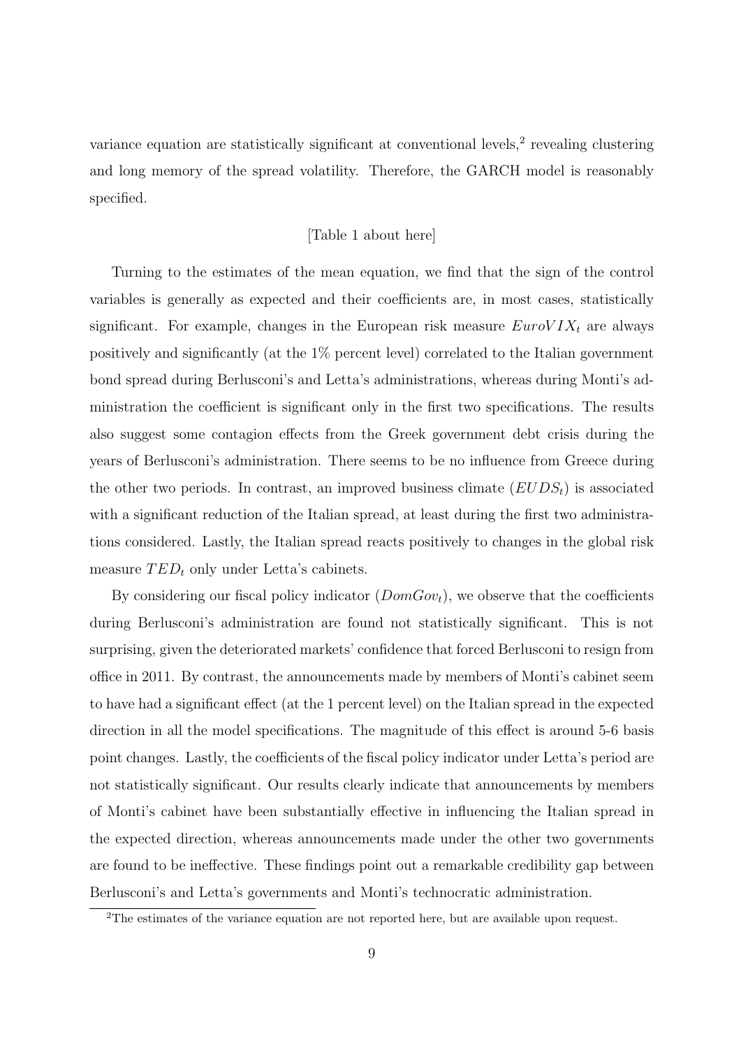variance equation are statistically significant at conventional levels,[2] revealing clustering and long memory of the spread volatility. Therefore, the GARCH model is reasonably specified.

[Table 1 about here]

Turning to the estimates of the mean equation, we find that the sign of the control variables is generally as expected and their coefficients are, in most cases, statistically significant. For example, changes in the European risk measure $EuroVIX_t$ are always positively and significantly (at the 1% percent level) correlated to the Italian government bond spread during Berlusconi's and Letta's administrations, whereas during Monti's administration the coefficient is significant only in the first two specifications. The results also suggest some contagion effects from the Greek government debt crisis during the years of Berlusconi's administration. There seems to be no influence from Greece during the other two periods. In contrast, an improved business climate ($EUDS_t$) is associated with a significant reduction of the Italian spread, at least during the first two administrations considered. Lastly, the Italian spread reacts positively to changes in the global risk measure $TED_t$ only under Letta's cabinets.

By considering our fiscal policy indicator ($DomGov_t$), we observe that the coefficients during Berlusconi's administration are found not statistically significant. This is not surprising, given the deteriorated markets' confidence that forced Berlusconi to resign from office in 2011. By contrast, the announcements made by members of Monti's cabinet seem to have had a significant effect (at the 1 percent level) on the Italian spread in the expected direction in all the model specifications. The magnitude of this effect is around 5-6 basis point changes. Lastly, the coefficients of the fiscal policy indicator under Letta's period are not statistically significant. Our results clearly indicate that announcements by members of Monti's cabinet have been substantially effective in influencing the Italian spread in the expected direction, whereas announcements made under the other two governments are found to be ineffective. These findings point out a remarkable credibility gap between Berlusconi's and Letta's governments and Monti's technocratic administration.

[2] The estimates of the variance equation are not reported here, but are available upon request.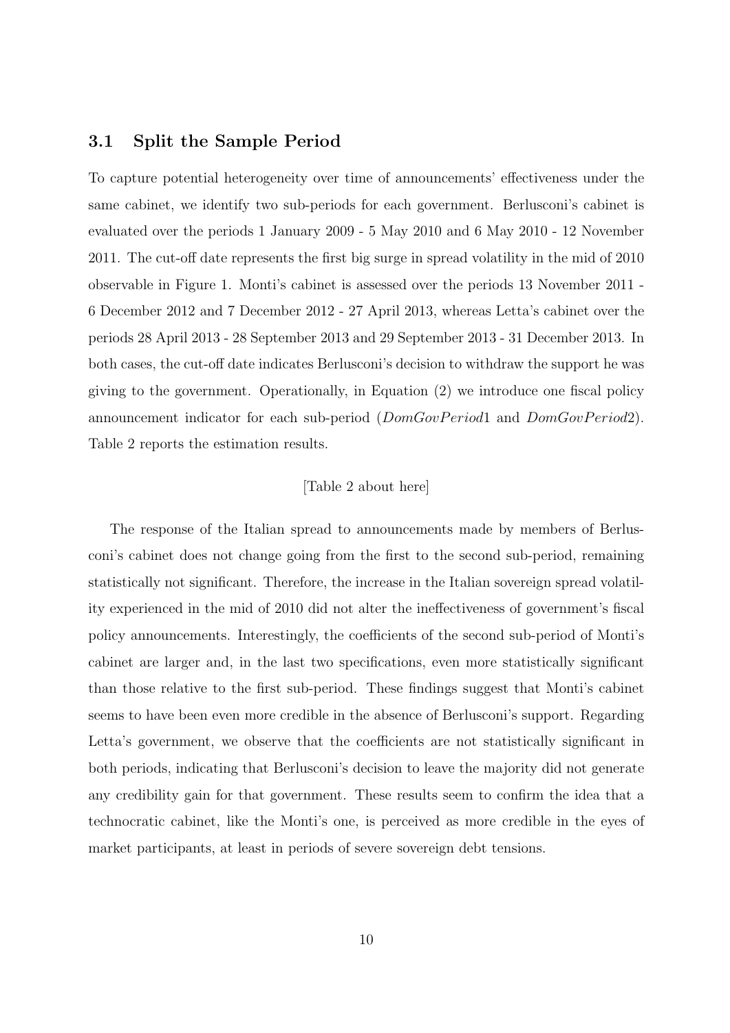## 3.1 Split the Sample Period

To capture potential heterogeneity over time of announcements' effectiveness under the same cabinet, we identify two sub-periods for each government. Berlusconi's cabinet is evaluated over the periods 1 January 2009 - 5 May 2010 and 6 May 2010 - 12 November 2011. The cut-off date represents the first big surge in spread volatility in the mid of 2010 observable in Figure 1. Monti's cabinet is assessed over the periods 13 November 2011 - 6 December 2012 and 7 December 2012 - 27 April 2013, whereas Letta's cabinet over the periods 28 April 2013 - 28 September 2013 and 29 September 2013 - 31 December 2013. In both cases, the cut-off date indicates Berlusconi's decision to withdraw the support he was giving to the government. Operationally, in Equation (2) we introduce one fiscal policy announcement indicator for each sub-period ($DomGovPeriod1$ and $DomGovPeriod2$). Table 2 reports the estimation results.

[Table 2 about here]

The response of the Italian spread to announcements made by members of Berlusconi's cabinet does not change going from the first to the second sub-period, remaining statistically not significant. Therefore, the increase in the Italian sovereign spread volatility experienced in the mid of 2010 did not alter the ineffectiveness of government's fiscal policy announcements. Interestingly, the coefficients of the second sub-period of Monti's cabinet are larger and, in the last two specifications, even more statistically significant than those relative to the first sub-period. These findings suggest that Monti's cabinet seems to have been even more credible in the absence of Berlusconi's support. Regarding Letta's government, we observe that the coefficients are not statistically significant in both periods, indicating that Berlusconi's decision to leave the majority did not generate any credibility gain for that government. These results seem to confirm the idea that a technocratic cabinet, like the Monti's one, is perceived as more credible in the eyes of market participants, at least in periods of severe sovereign debt tensions.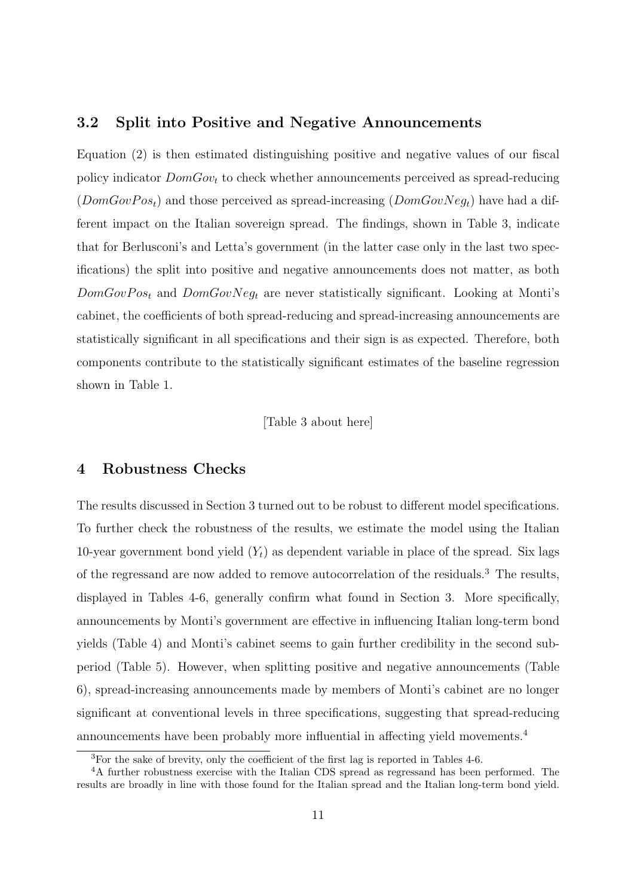### 3.2 Split into Positive and Negative Announcements

Equation (2) is then estimated distinguishing positive and negative values of our fiscal policy indicator $DomGov_t$ to check whether announcements perceived as spread-reducing ($DomGovPos_t$) and those perceived as spread-increasing ($DomGovNeg_t$) have had a different impact on the Italian sovereign spread. The findings, shown in Table 3, indicate that for Berlusconi's and Letta's government (in the latter case only in the last two specifications) the split into positive and negative announcements does not matter, as both $DomGovPos_t$ and $DomGovNeg_t$ are never statistically significant. Looking at Monti's cabinet, the coefficients of both spread-reducing and spread-increasing announcements are statistically significant in all specifications and their sign is as expected. Therefore, both components contribute to the statistically significant estimates of the baseline regression shown in Table 1.

[Table 3 about here]

## 4 Robustness Checks

The results discussed in Section 3 turned out to be robust to different model specifications. To further check the robustness of the results, we estimate the model using the Italian 10-year government bond yield ($Y_t$) as dependent variable in place of the spread. Six lags of the regressand are now added to remove autocorrelation of the residuals.[3] The results, displayed in Tables 4-6, generally confirm what found in Section 3. More specifically, announcements by Monti's government are effective in influencing Italian long-term bond yields (Table 4) and Monti's cabinet seems to gain further credibility in the second subperiod (Table 5). However, when splitting positive and negative announcements (Table 6), spread-increasing announcements made by members of Monti's cabinet are no longer significant at conventional levels in three specifications, suggesting that spread-reducing announcements have been probably more influential in affecting yield movements.[4]

[3] For the sake of brevity, only the coefficient of the first lag is reported in Tables 4-6.

[4] A further robustness exercise with the Italian CDS spread as regressand has been performed. The results are broadly in line with those found for the Italian spread and the Italian long-term bond yield.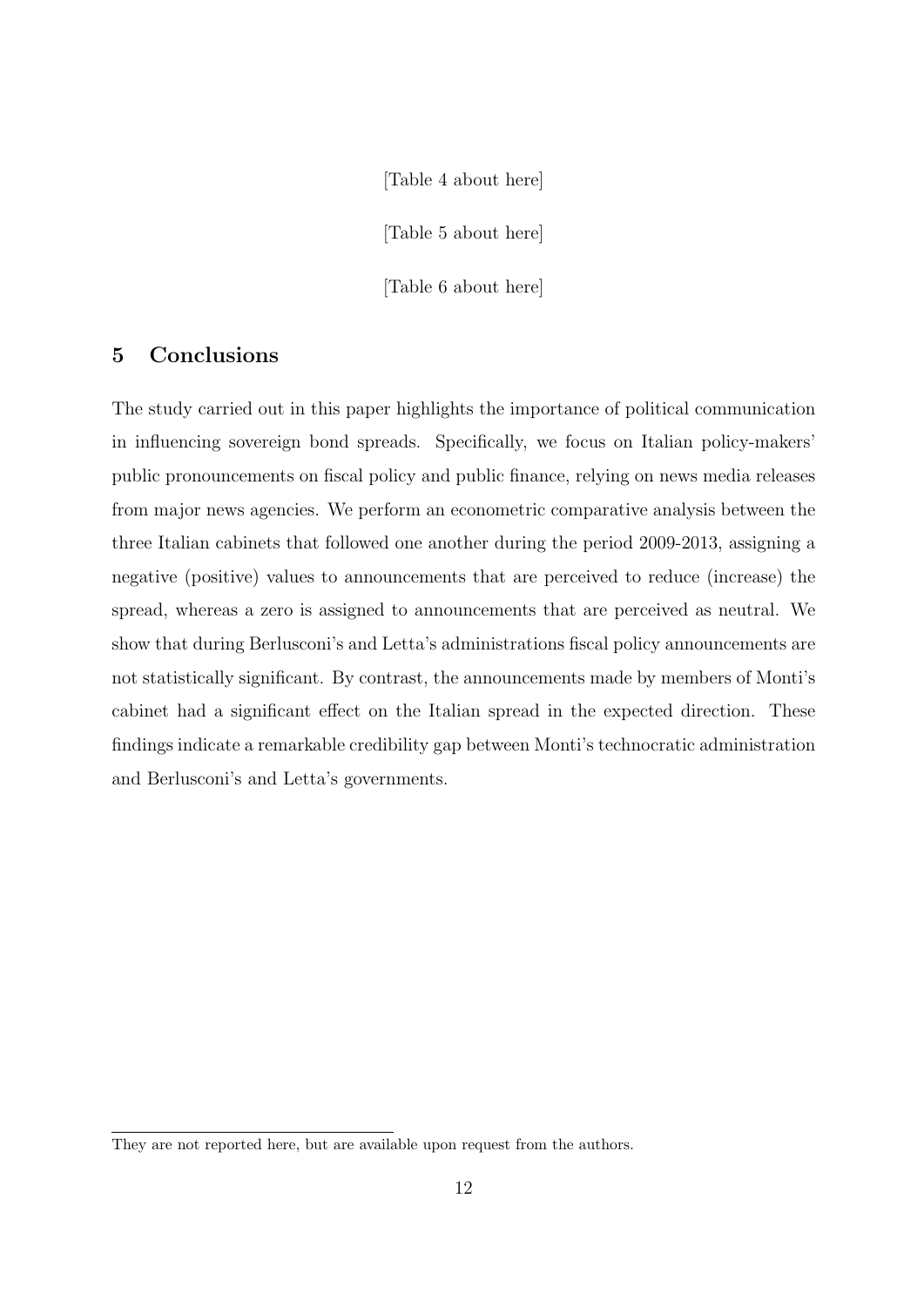[Table 4 about here]

[Table 5 about here]

[Table 6 about here]

## 5 Conclusions

The study carried out in this paper highlights the importance of political communication in influencing sovereign bond spreads. Specifically, we focus on Italian policy-makers' public pronouncements on fiscal policy and public finance, relying on news media releases from major news agencies. We perform an econometric comparative analysis between the three Italian cabinets that followed one another during the period 2009-2013, assigning a negative (positive) values to announcements that are perceived to reduce (increase) the spread, whereas a zero is assigned to announcements that are perceived as neutral. We show that during Berlusconi's and Letta's administrations fiscal policy announcements are not statistically significant. By contrast, the announcements made by members of Monti's cabinet had a significant effect on the Italian spread in the expected direction. These findings indicate a remarkable credibility gap between Monti's technocratic administration and Berlusconi's and Letta's governments.

---

They are not reported here, but are available upon request from the authors.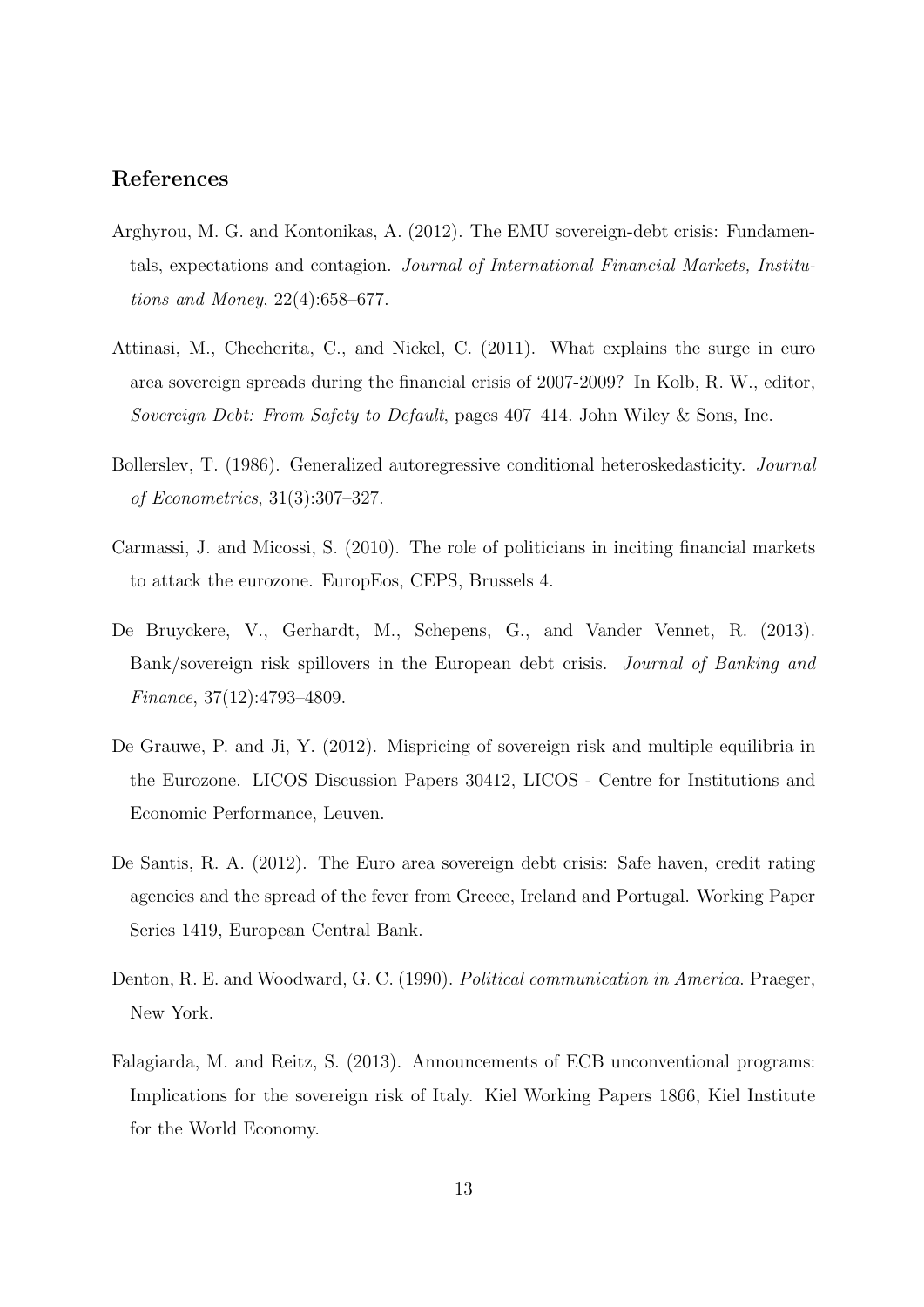## References

Arghyrou, M. G. and Kontonikas, A. (2012). The EMU sovereign-debt crisis: Fundamentals, expectations and contagion. *Journal of International Financial Markets, Institutions and Money*, 22(4):658–677.

Attinasi, M., Checherita, C., and Nickel, C. (2011). What explains the surge in euro area sovereign spreads during the financial crisis of 2007-2009? In Kolb, R. W., editor, *Sovereign Debt: From Safety to Default*, pages 407–414. John Wiley & Sons, Inc.

Bollerslev, T. (1986). Generalized autoregressive conditional heteroskedasticity. *Journal of Econometrics*, 31(3):307–327.

Carmassi, J. and Micossi, S. (2010). The role of politicians in inciting financial markets to attack the eurozone. EuropEos, CEPS, Brussels 4.

De Bruyckere, V., Gerhardt, M., Schepens, G., and Vander Vennet, R. (2013). Bank/sovereign risk spillovers in the European debt crisis. *Journal of Banking and Finance*, 37(12):4793–4809.

De Grauwe, P. and Ji, Y. (2012). Mispricing of sovereign risk and multiple equilibria in the Eurozone. LICOS Discussion Papers 30412, LICOS - Centre for Institutions and Economic Performance, Leuven.

De Santis, R. A. (2012). The Euro area sovereign debt crisis: Safe haven, credit rating agencies and the spread of the fever from Greece, Ireland and Portugal. Working Paper Series 1419, European Central Bank.

Denton, R. E. and Woodward, G. C. (1990). *Political communication in America*. Praeger, New York.

Falagiarda, M. and Reitz, S. (2013). Announcements of ECB unconventional programs: Implications for the sovereign risk of Italy. Kiel Working Papers 1866, Kiel Institute for the World Economy.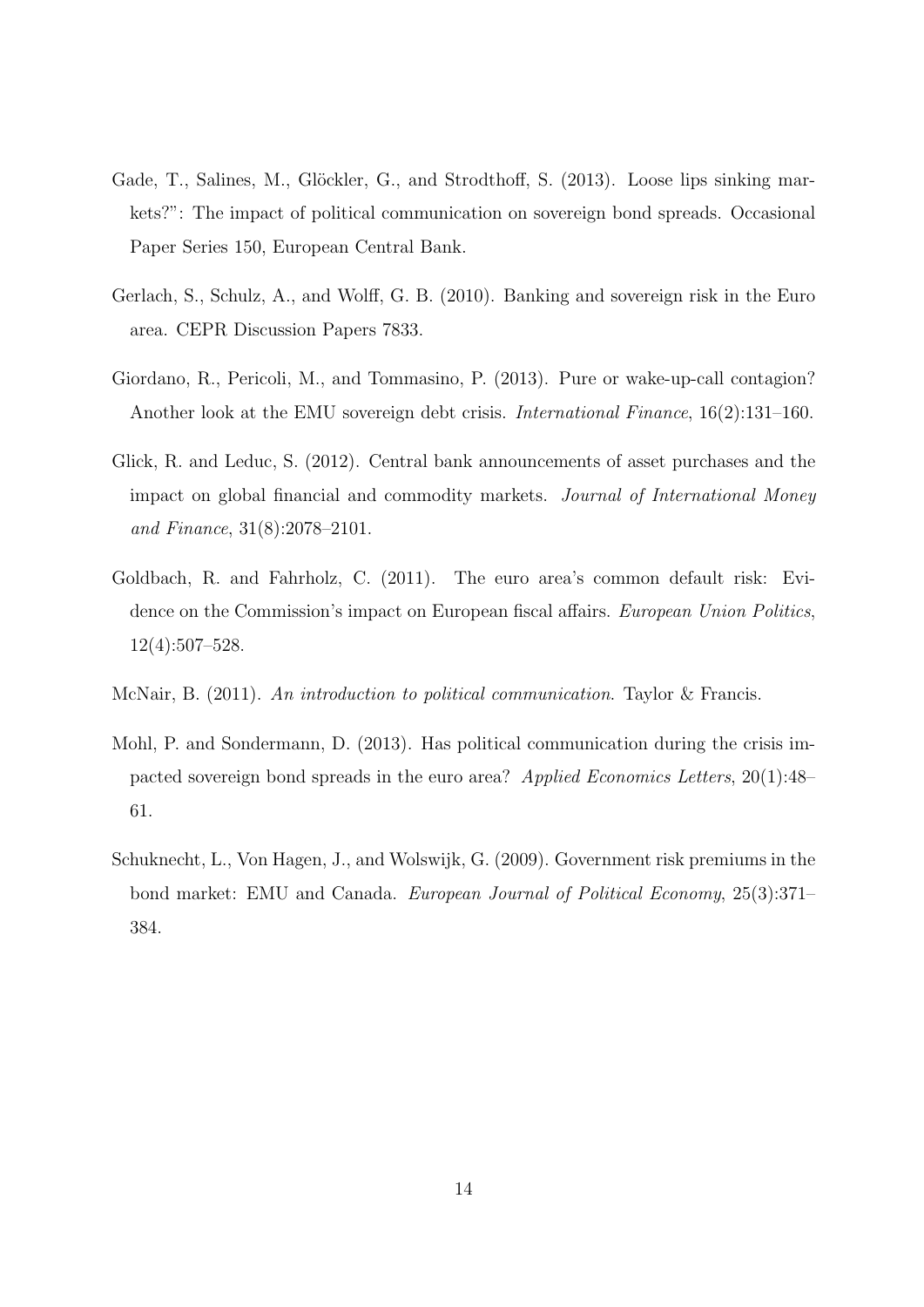Gade, T., Salines, M., Glöckler, G., and Strodthoff, S. (2013). Loose lips sinking markets?": The impact of political communication on sovereign bond spreads. Occasional Paper Series 150, European Central Bank.

Gerlach, S., Schulz, A., and Wolff, G. B. (2010). Banking and sovereign risk in the Euro area. CEPR Discussion Papers 7833.

Giordano, R., Pericoli, M., and Tommasino, P. (2013). Pure or wake-up-call contagion? Another look at the EMU sovereign debt crisis. *International Finance*, 16(2):131–160.

Glick, R. and Leduc, S. (2012). Central bank announcements of asset purchases and the impact on global financial and commodity markets. *Journal of International Money and Finance*, 31(8):2078–2101.

Goldbach, R. and Fahrholz, C. (2011). The euro area's common default risk: Evidence on the Commission's impact on European fiscal affairs. *European Union Politics*, 12(4):507–528.

McNair, B. (2011). *An introduction to political communication*. Taylor & Francis.

Mohl, P. and Sondermann, D. (2013). Has political communication during the crisis impacted sovereign bond spreads in the euro area? *Applied Economics Letters*, 20(1):48–61.

Schuknecht, L., Von Hagen, J., and Wolswijk, G. (2009). Government risk premiums in the bond market: EMU and Canada. *European Journal of Political Economy*, 25(3):371–384.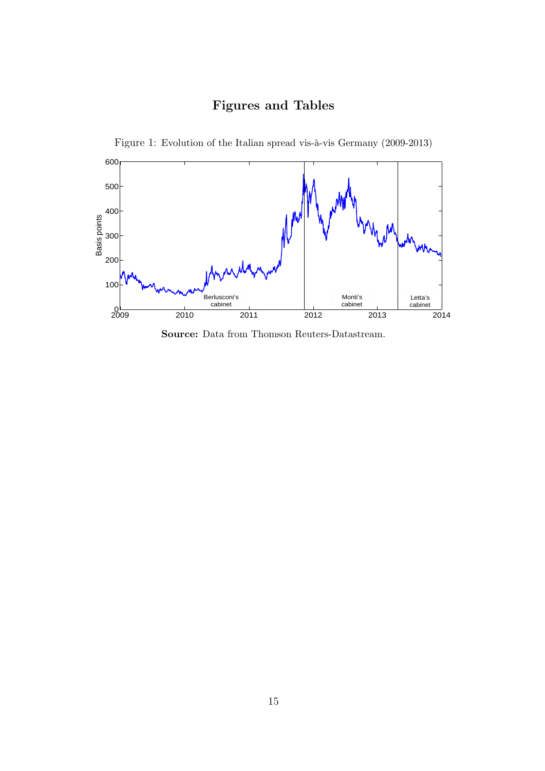# Figures and Tables

Figure 1: Evolution of the Italian spread vis-à-vis Germany (2009-2013)

**Source:** Data from Thomson Reuters-Datastream.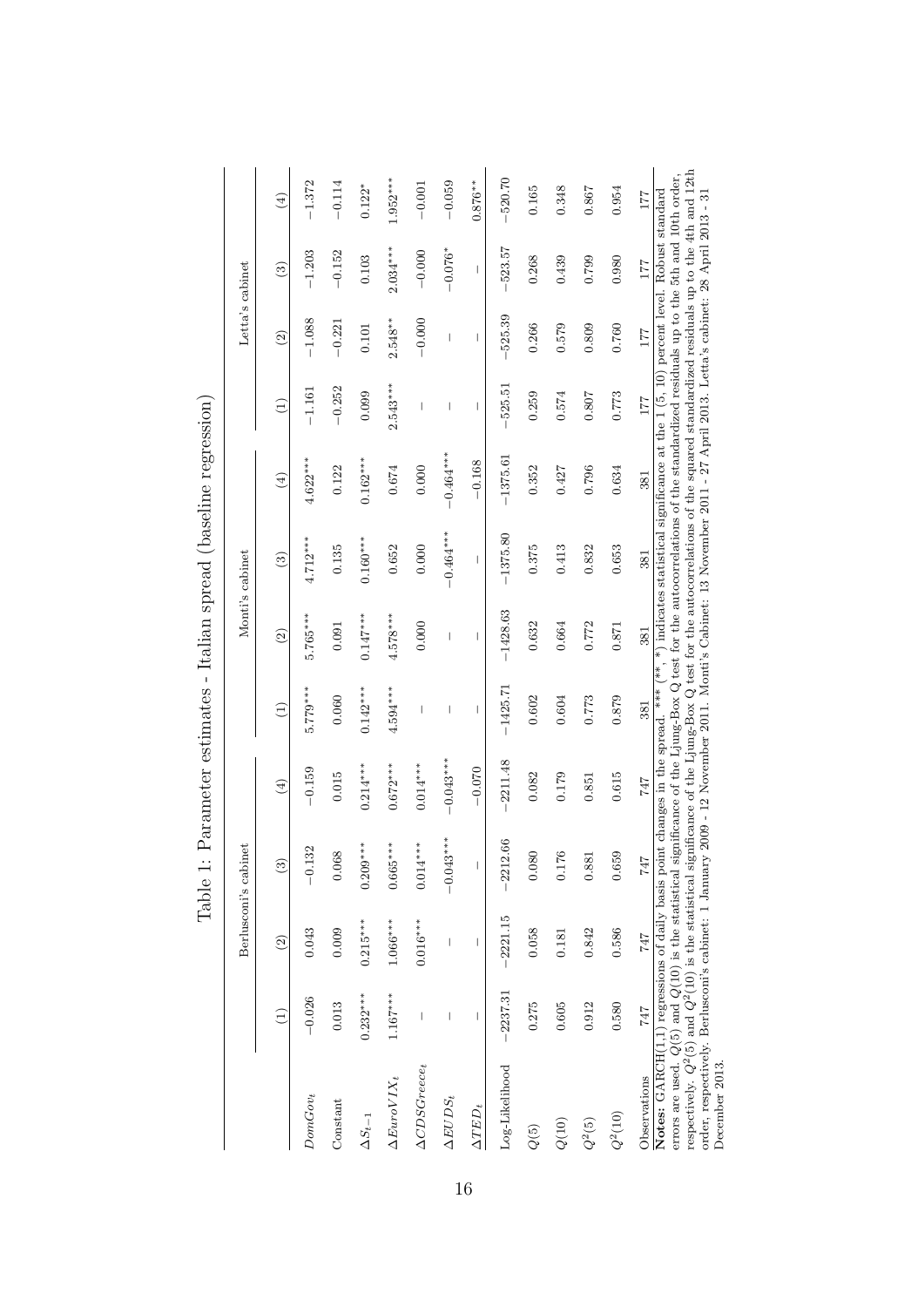# Table 1: Parameter estimates - Italian spread (baseline regression)

| | Berlusconi's cabinet | | | | Monti's cabinet | | | | Letta's cabinet | | | |
|---|---|---|---|---|---|---|---|---|---|---|---|---|
| | (1) | (2) | (3) | (4) | (1) | (2) | (3) | (4) | (1) | (2) | (3) | (4) |
| $DomGov_t$ | −0.026 | 0.043 | −0.132 | −0.159 | 5.779*** | 5.765*** | 4.712*** | 4.622*** | −1.161 | −1.088 | −1.203 | −1.372 |
| Constant | 0.013 | 0.009 | 0.068 | 0.015 | 0.060 | 0.091 | 0.135 | 0.122 | −0.252 | −0.221 | −0.152 | −0.114 |
| $\Delta S_{t-1}$ | 0.232*** | 0.215*** | 0.209*** | 0.214*** | 0.142*** | 0.147*** | 0.160*** | 0.162*** | 0.099 | 0.101 | 0.103 | 0.122* |
| $\Delta EuroVIX_t$ | 1.167*** | 1.066*** | 0.665*** | 0.672*** | 4.594*** | 4.578*** | 0.652 | 0.674 | 2.543*** | 2.548** | 2.034*** | 1.952*** |
| $\Delta CDSGreece_t$ | – | 0.016*** | 0.014*** | 0.014*** | – | 0.000 | 0.000 | 0.000 | – | −0.000 | −0.000 | −0.001 |
| $\Delta EUDS_t$ | – | – | −0.043*** | −0.043*** | – | – | −0.464*** | −0.464*** | – | – | −0.076* | −0.059 |
| $\Delta TED_t$ | – | – | – | −0.070 | – | – | – | −0.168 | – | – | – | 0.876** |
| Log-Likelihood | −2237.31 | −2221.15 | −2212.66 | −2211.48 | −1425.71 | −1428.63 | −1375.80 | −1375.61 | −525.51 | −525.39 | −523.57 | −520.70 |
| $Q(5)$ | 0.275 | 0.058 | 0.080 | 0.082 | 0.602 | 0.632 | 0.375 | 0.352 | 0.259 | 0.266 | 0.268 | 0.165 |
| $Q(10)$ | 0.605 | 0.181 | 0.176 | 0.179 | 0.604 | 0.664 | 0.413 | 0.427 | 0.574 | 0.579 | 0.439 | 0.348 |
| $Q^2(5)$ | 0.912 | 0.842 | 0.881 | 0.851 | 0.773 | 0.772 | 0.832 | 0.796 | 0.807 | 0.809 | 0.799 | 0.867 |
| $Q^2(10)$ | 0.580 | 0.586 | 0.659 | 0.615 | 0.879 | 0.871 | 0.653 | 0.634 | 0.773 | 0.760 | 0.980 | 0.954 |
| Observations | 747 | 747 | 747 | 747 | 381 | 381 | 381 | 381 | 177 | 177 | 177 | 177 |

**Notes:** GARCH(1,1) regressions of daily basis point changes in the spread. *** (**, *) indicates statistical significance at the 1 (5, 10) percent level. Robust standard errors are used. $Q(5)$ and $Q(10)$ is the statistical significance of the Ljung-Box Q test for the autocorrelations of the standardized residuals up to the 5th and 10th order, respectively. $Q^2(5)$ and $Q^2(10)$ is the statistical significance of the Ljung-Box Q test for the autocorrelations of the squared standardized residuals up to the 4th and 12th order, respectively. Berlusconi's cabinet: 1 January 2009 - 12 November 2011. Monti's Cabinet: 13 November 2011 - 27 April 2013. Letta's cabinet: 28 April 2013 - 31 December 2013.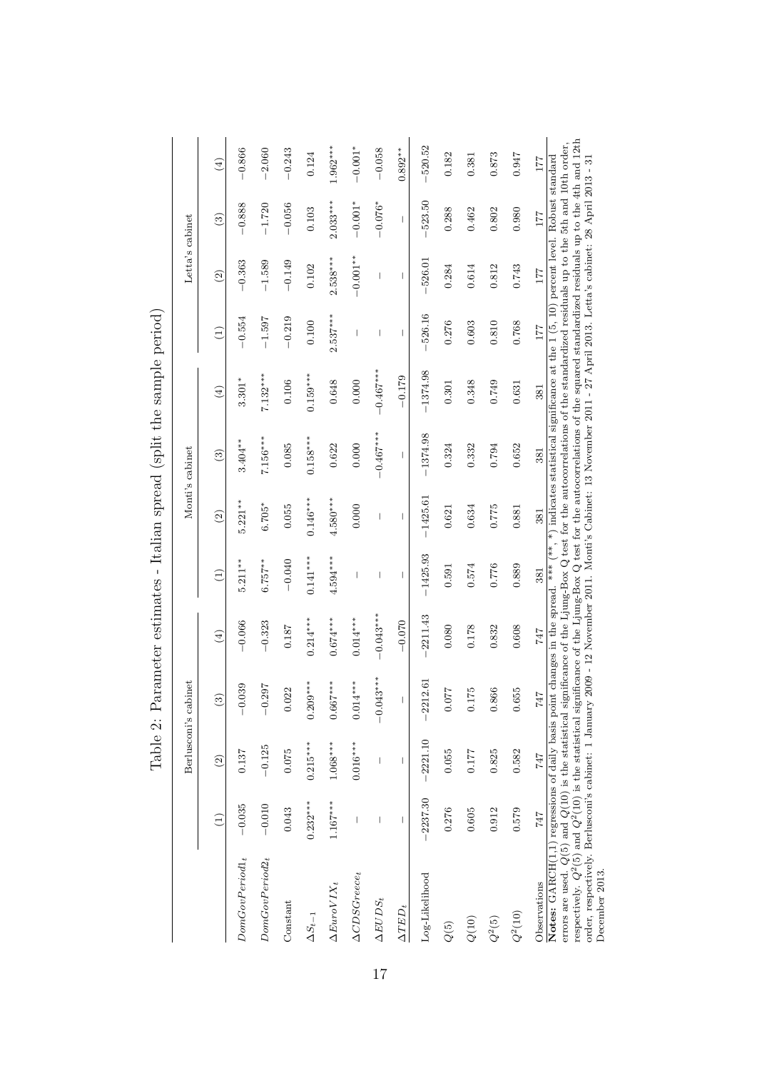Table 2: Parameter estimates - Italian spread (split the sample period)

| | Berlusconi's cabinet | | | | Monti's cabinet | | | | Letta's cabinet | | | |
|---|---|---|---|---|---|---|---|---|---|---|---|---|
| | (1) | (2) | (3) | (4) | (1) | (2) | (3) | (4) | (1) | (2) | (3) | (4) |
| $DomGovPeriod1_t$ | −0.035 | 0.137 | −0.039 | −0.066 | 5.211** | 5.221** | 3.404** | 3.301* | −0.554 | −0.363 | −0.888 | −0.866 |
| $DomGovPeriod2_t$ | −0.010 | −0.125 | −0.297 | −0.323 | 6.757** | 6.705* | 7.156*** | 7.132*** | −1.597 | −1.589 | −1.720 | −2.060 |
| Constant | 0.043 | 0.075 | 0.022 | 0.187 | −0.040 | 0.055 | 0.085 | 0.106 | −0.219 | −0.149 | −0.056 | −0.243 |
| $\Delta S_{t-1}$ | 0.232*** | 0.215*** | 0.209*** | 0.214*** | 0.141*** | 0.146*** | 0.158*** | 0.159*** | 0.100 | 0.102 | 0.103 | 0.124 |
| $\Delta EuroVIX_t$ | 1.167*** | 1.068*** | 0.667*** | 0.674*** | 4.594*** | 4.580*** | 0.622 | 0.648 | 2.537*** | 2.538*** | 2.033*** | 1.962*** |
| $\Delta CDSGreece_t$ | – | 0.016*** | 0.014*** | 0.014*** | – | 0.000 | 0.000 | 0.000 | – | −0.001** | −0.001* | −0.001* |
| $\Delta EUDS_t$ | – | – | −0.043*** | −0.043*** | – | – | −0.467*** | −0.467*** | – | – | −0.076* | −0.058 |
| $\Delta TED_t$ | – | – | – | −0.070 | – | – | – | −0.179 | – | – | – | 0.892** |
| Log-Likelihood | −2237.30 | −2221.10 | −2212.61 | −2211.43 | −1425.93 | −1425.61 | −1374.98 | −1374.98 | −526.16 | −526.01 | −523.50 | −520.52 |
| $Q(5)$ | 0.276 | 0.055 | 0.077 | 0.080 | 0.591 | 0.621 | 0.324 | 0.301 | 0.276 | 0.284 | 0.288 | 0.182 |
| $Q(10)$ | 0.605 | 0.177 | 0.175 | 0.178 | 0.574 | 0.634 | 0.332 | 0.348 | 0.603 | 0.614 | 0.462 | 0.381 |
| $Q^2(5)$ | 0.912 | 0.825 | 0.866 | 0.832 | 0.776 | 0.775 | 0.794 | 0.749 | 0.810 | 0.812 | 0.802 | 0.873 |
| $Q^2(10)$ | 0.579 | 0.582 | 0.655 | 0.608 | 0.889 | 0.881 | 0.652 | 0.631 | 0.768 | 0.743 | 0.980 | 0.947 |
| Observations | 747 | 747 | 747 | 747 | 381 | 381 | 381 | 381 | 177 | 177 | 177 | 177 |

**Notes:** GARCH(1,1) regressions of daily basis point changes in the spread. *** (**, *) indicates statistical significance at the 1 (5, 10) percent level. Robust standard errors are used. $Q(5)$ and $Q(10)$ is the statistical significance of the Ljung-Box Q test for the autocorrelations of the standardized residuals up to the 5th and 10th order, respectively. $Q^2(5)$ and $Q^2(10)$ is the statistical significance of the Ljung-Box Q test for the autocorrelations of the squared standardized residuals up to the 4th and 12th order, respectively. Berlusconi's cabinet: 1 January 2009 - 12 November 2011. Monti's Cabinet: 13 November 2011 - 27 April 2013. Letta's cabinet: 28 April 2013 - 31 December 2013.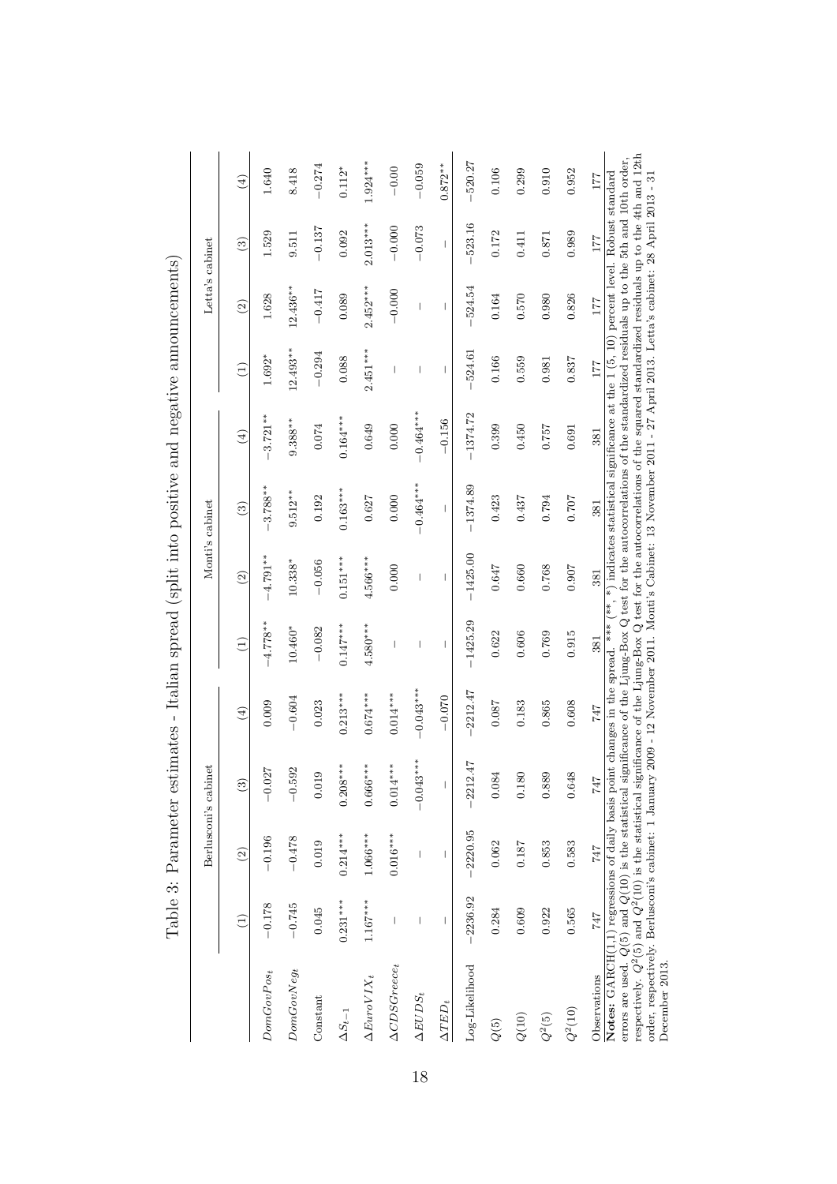Table 3: Parameter estimates - Italian spread (split into positive and negative announcements)

| | Berlusconi's cabinet | | | | Monti's cabinet | | | | Letta's cabinet | | | |
|---|---|---|---|---|---|---|---|---|---|---|---|---|
| | (1) | (2) | (3) | (4) | (1) | (2) | (3) | (4) | (1) | (2) | (3) | (4) |
| $DomGovPos_t$ | −0.178 | −0.196 | −0.027 | 0.009 | −4.778** | −4.791** | −3.788** | −3.721** | 1.692* | 1.628 | 1.529 | 1.640 |
| $DomGovNeg_t$ | −0.745 | −0.478 | −0.592 | −0.604 | 10.460* | 10.338* | 9.512** | 9.388** | 12.493** | 12.436** | 9.511 | 8.418 |
| Constant | 0.045 | 0.019 | 0.019 | 0.023 | −0.082 | −0.056 | 0.192 | 0.074 | −0.294 | −0.417 | −0.137 | −0.274 |
| $\Delta S_{t-1}$ | 0.231*** | 0.214*** | 0.208*** | 0.213*** | 0.147*** | 0.151*** | 0.163*** | 0.164*** | 0.088 | 0.089 | 0.092 | 0.112* |
| $\Delta EuroVIX_t$ | 1.167*** | 1.066*** | 0.666*** | 0.674*** | 4.580*** | 4.566*** | 0.627 | 0.649 | 2.451*** | 2.452*** | 2.013*** | 1.924*** |
| $\Delta CDSGreece_t$ | – | 0.016*** | 0.014*** | 0.014*** | – | 0.000 | 0.000 | 0.000 | – | −0.000 | −0.000 | −0.00 |
| $\Delta EUDS_t$ | – | – | −0.043*** | −0.043*** | – | – | −0.464*** | −0.464*** | – | – | −0.073 | −0.059 |
| $\Delta TED_t$ | – | – | – | −0.070 | – | – | – | −0.156 | – | – | – | 0.872** |
| Log-Likelihood | −2236.92 | −2220.95 | −2212.47 | −2212.47 | −1425.29 | −1425.00 | −1374.89 | −1374.72 | −524.61 | −524.54 | −523.16 | −520.27 |
| $Q(5)$ | 0.284 | 0.062 | 0.084 | 0.087 | 0.622 | 0.647 | 0.423 | 0.399 | 0.166 | 0.164 | 0.172 | 0.106 |
| $Q(10)$ | 0.609 | 0.187 | 0.180 | 0.183 | 0.606 | 0.660 | 0.437 | 0.450 | 0.559 | 0.570 | 0.411 | 0.299 |
| $Q^2(5)$ | 0.922 | 0.853 | 0.889 | 0.865 | 0.769 | 0.768 | 0.794 | 0.757 | 0.981 | 0.980 | 0.871 | 0.910 |
| $Q^2(10)$ | 0.565 | 0.583 | 0.648 | 0.608 | 0.915 | 0.907 | 0.707 | 0.691 | 0.837 | 0.826 | 0.989 | 0.952 |
| Observations | 747 | 747 | 747 | 747 | 381 | 381 | 381 | 381 | 177 | 177 | 177 | 177 |

**Notes:** GARCH(1,1) regressions of daily basis point changes in the spread. *** (**, *) indicates statistical significance at the 1 (5, 10) percent level. Robust standard errors are used. $Q(5)$ and $Q(10)$ is the statistical significance of the Ljung-Box Q test for the autocorrelations of the standardized residuals up to the 5th and 10th order, respectively. $Q^2(5)$ and $Q^2(10)$ is the statistical significance of the Ljung-Box Q test for the autocorrelations of the squared standardized residuals up to the 4th and 12th order, respectively. Berlusconi's cabinet: 1 January 2009 - 12 November 2011. Monti's Cabinet: 13 November 2011 - 27 April 2013. Letta's cabinet: 28 April 2013 - 31 December 2013.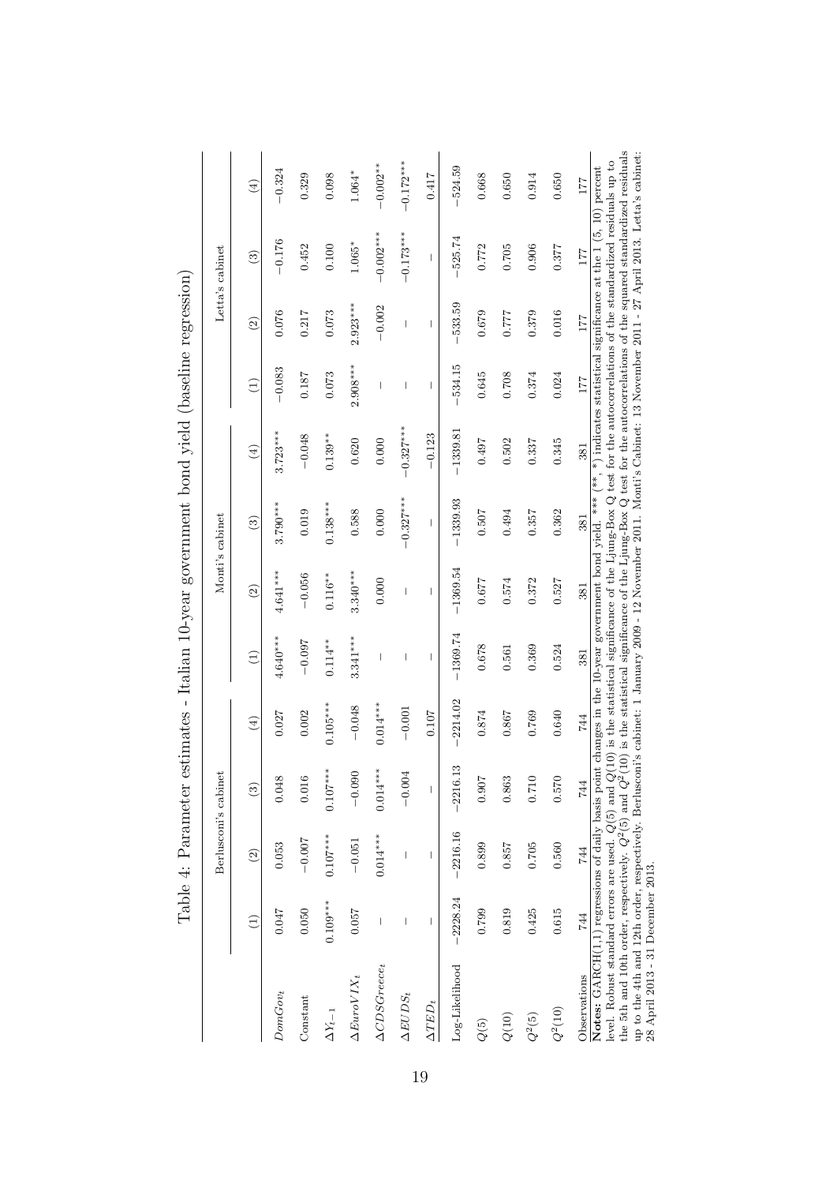Table 4: Parameter estimates - Italian 10-year government bond yield (baseline regression)

| | Berlusconi's cabinet | | | | Monti's cabinet | | | | Letta's cabinet | | | |
|---|---|---|---|---|---|---|---|---|---|---|---|---|
| | (1) | (2) | (3) | (4) | (1) | (2) | (3) | (4) | (1) | (2) | (3) | (4) |
| $DomGov_t$ | 0.047 | 0.053 | 0.048 | 0.027 | 4.640*** | 4.641*** | 3.790*** | 3.723*** | −0.083 | 0.076 | −0.176 | −0.324 |
| Constant | 0.050 | −0.007 | 0.016 | 0.002 | −0.097 | −0.056 | 0.019 | −0.048 | 0.187 | 0.217 | 0.452 | 0.329 |
| $\Delta Y_{t-1}$ | 0.109*** | 0.107*** | 0.107*** | 0.105*** | 0.114** | 0.116** | 0.138*** | 0.139** | 0.073 | 0.073 | 0.100 | 0.098 |
| $\Delta EuroVIX_t$ | 0.057 | −0.051 | −0.090 | −0.048 | 3.341*** | 3.340*** | 0.588 | 0.620 | 2.908*** | 2.923*** | 1.065* | 1.064* |
| $\Delta CDSGreece_t$ | – | 0.014*** | 0.014*** | 0.014*** | – | 0.000 | 0.000 | 0.000 | – | −0.002 | −0.002*** | −0.002** |
| $\Delta EUDS_t$ | – | – | −0.004 | −0.001 | – | – | −0.327*** | −0.327*** | – | – | −0.173*** | −0.172*** |
| $\Delta TED_t$ | – | – | – | 0.107 | – | – | – | −0.123 | – | – | – | 0.417 |
| Log-Likelihood | −2228.24 | −2216.16 | −2216.13 | −2214.02 | −1369.74 | −1369.54 | −1339.93 | −1339.81 | −534.15 | −533.59 | −525.74 | −524.59 |
| $Q(5)$ | 0.799 | 0.899 | 0.907 | 0.874 | 0.678 | 0.677 | 0.507 | 0.497 | 0.645 | 0.679 | 0.772 | 0.668 |
| $Q(10)$ | 0.819 | 0.857 | 0.863 | 0.867 | 0.561 | 0.574 | 0.494 | 0.502 | 0.708 | 0.777 | 0.705 | 0.650 |
| $Q^2(5)$ | 0.425 | 0.705 | 0.710 | 0.769 | 0.369 | 0.372 | 0.357 | 0.337 | 0.374 | 0.379 | 0.906 | 0.914 |
| $Q^2(10)$ | 0.615 | 0.560 | 0.570 | 0.640 | 0.524 | 0.527 | 0.362 | 0.345 | 0.024 | 0.016 | 0.377 | 0.650 |
| Observations | 744 | 744 | 744 | 744 | 381 | 381 | 381 | 381 | 177 | 177 | 177 | 177 |

**Notes:** GARCH(1,1) regressions of daily basis point changes in the 10-year government bond yield. *** (**, *) indicates statistical significance at the 1 (5, 10) percent level. Robust standard errors are used. $Q(5)$ and $Q(10)$ is the statistical significance of the Ljung-Box Q test for the autocorrelations of the standardized residuals up to the 5th and 10th order, respectively. $Q^2(5)$ and $Q^2(10)$ is the statistical significance of the Ljung-Box Q test for the autocorrelations of the squared standardized residuals up to the 4th and 12th order, respectively. Berlusconi's cabinet: 1 January 2009 - 12 November 2011. Monti's Cabinet: 13 November 2011 - 27 April 2013. Letta's cabinet: 28 April 2013 - 31 December 2013.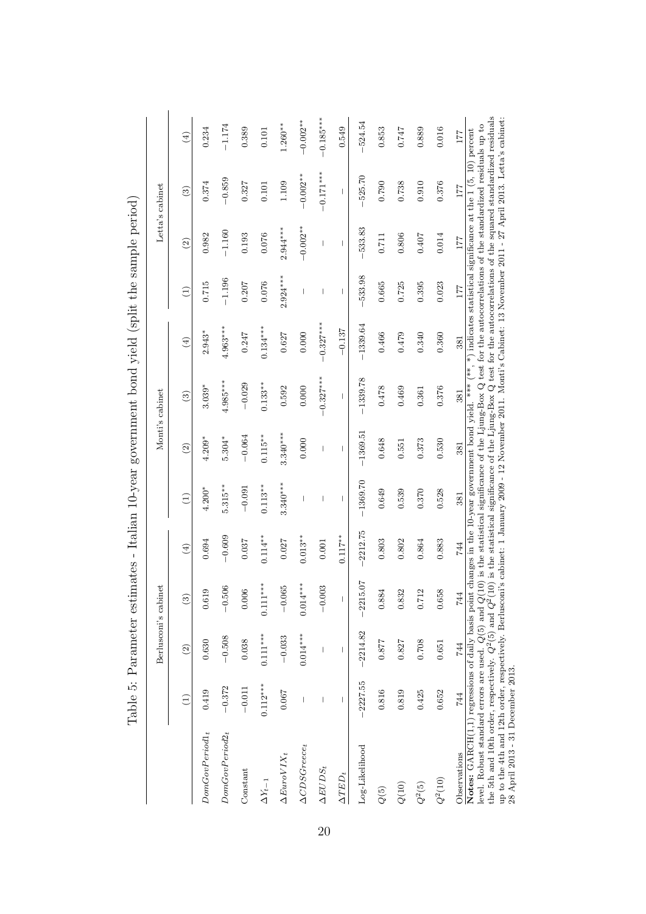Table 5: Parameter estimates - Italian 10-year government bond yield (split the sample period)

| | Berlusconi's cabinet | | | | Monti's cabinet | | | | Letta's cabinet | | | |
|---|---|---|---|---|---|---|---|---|---|---|---|---|
| | (1) | (2) | (3) | (4) | (1) | (2) | (3) | (4) | (1) | (2) | (3) | (4) |
| $DomGovPeriod1_t$ | 0.419 | 0.630 | 0.619 | 0.694 | 4.200* | 4.209* | 3.039* | 2.943* | 0.715 | 0.982 | 0.374 | 0.234 |
| $DomGovPeriod2_t$ | −0.372 | −0.508 | −0.506 | −0.609 | 5.315** | 5.304* | 4.985*** | 4.963*** | −1.196 | −1.160 | −0.859 | −1.174 |
| Constant | −0.011 | 0.038 | 0.006 | 0.037 | −0.091 | −0.064 | −0.029 | 0.247 | 0.207 | 0.193 | 0.327 | 0.389 |
| $\Delta Y_{t-1}$ | 0.112*** | 0.111*** | 0.111*** | 0.114** | 0.113** | 0.115** | 0.133** | 0.134*** | 0.076 | 0.076 | 0.101 | 0.101 |
| $\Delta EuroVIX_t$ | 0.067 | −0.033 | −0.065 | 0.027 | 3.340*** | 3.340*** | 0.592 | 0.627 | 2.924*** | 2.944*** | 1.109 | 1.260** |
| $\Delta CDSGreece_t$ | – | 0.014*** | 0.014*** | 0.013** | – | 0.000 | 0.000 | 0.000 | – | −0.002** | −0.002** | −0.002** |
| $\Delta EUDS_t$ | – | – | −0.003 | 0.001 | – | – | −0.327*** | −0.327*** | – | – | −0.171*** | −0.185*** |
| $\Delta TED_t$ | – | – | – | 0.117** | – | – | – | −0.137 | – | – | – | 0.549 |
| Log-Likelihood | −2227.55 | −2214.82 | −2215.07 | −2212.75 | −1369.70 | −1369.51 | −1339.78 | −1339.64 | −533.98 | −533.83 | −525.70 | −524.54 |
| $Q(5)$ | 0.816 | 0.877 | 0.884 | 0.803 | 0.649 | 0.648 | 0.478 | 0.466 | 0.665 | 0.711 | 0.790 | 0.853 |
| $Q(10)$ | 0.819 | 0.827 | 0.832 | 0.802 | 0.539 | 0.551 | 0.469 | 0.479 | 0.725 | 0.806 | 0.738 | 0.747 |
| $Q^2(5)$ | 0.425 | 0.708 | 0.712 | 0.864 | 0.370 | 0.373 | 0.361 | 0.340 | 0.395 | 0.407 | 0.910 | 0.889 |
| $Q^2(10)$ | 0.652 | 0.651 | 0.658 | 0.883 | 0.528 | 0.530 | 0.376 | 0.360 | 0.023 | 0.014 | 0.376 | 0.016 |
| Observations | 744 | 744 | 744 | 744 | 381 | 381 | 381 | 381 | 177 | 177 | 177 | 177 |

**Notes:** GARCH(1,1) regressions of daily basis point changes in the 10-year government bond yield. *** (**, *) indicates statistical significance at the 1 (5, 10) percent level. Robust standard errors are used. $Q(5)$ and $Q(10)$ is the statistical significance of the Ljung-Box Q test for the autocorrelations of the standardized residuals up to the 5th and 10th order, respectively. $Q^2(5)$ and $Q^2(10)$ is the statistical significance of the Ljung-Box Q test for the autocorrelations of the squared standardized residuals up to the 4th and 12th order, respectively. Berlusconi's cabinet: 1 January 2009 - 12 November 2011. Monti's Cabinet: 13 November 2011 - 27 April 2013. Letta's cabinet: 28 April 2013 - 31 December 2013.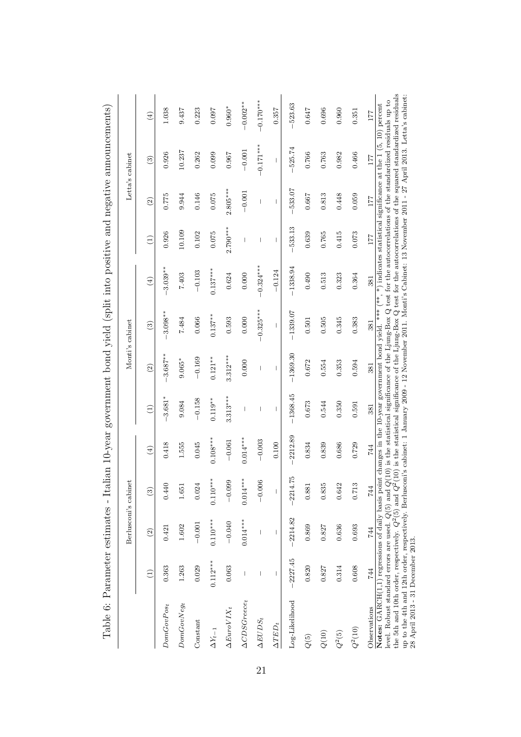Table 6: Parameter estimates - Italian 10-year government bond yield (split into positive and negative announcements)

| | Berlusconi's cabinet | | | | Monti's cabinet | | | | Letta's cabinet | | | |
|---|---|---|---|---|---|---|---|---|---|---|---|---|
| | (1) | (2) | (3) | (4) | (1) | (2) | (3) | (4) | (1) | (2) | (3) | (4) |
| $DomGovPos_t$ | 0.363 | 0.421 | 0.440 | 0.418 | $-3.681^{*}$ | $-3.687^{**}$ | $-3.098^{**}$ | $-3.039^{**}$ | 0.926 | 0.775 | 0.926 | 1.038 |
| $DomGovNeg_t$ | 1.263 | 1.602 | 1.651 | 1.555 | 9.084 | $9.065^{*}$ | 7.484 | 7.403 | 10.109 | 9.944 | 10.237 | 9.437 |
| Constant | 0.029 | $-0.001$ | 0.024 | 0.045 | $-0.158$ | $-0.169$ | 0.066 | $-0.103$ | 0.102 | 0.146 | 0.262 | 0.223 |
| $\Delta Y_{t-1}$ | $0.112^{***}$ | $0.110^{***}$ | $0.110^{***}$ | $0.108^{***}$ | $0.119^{**}$ | $0.121^{**}$ | $0.137^{**}$ | $0.137^{***}$ | 0.075 | 0.075 | 0.099 | 0.097 |
| $\Delta EuroVIX_t$ | 0.063 | $-0.040$ | $-0.099$ | $-0.061$ | $3.313^{***}$ | $3.312^{***}$ | 0.593 | 0.624 | $2.790^{***}$ | $2.805^{***}$ | 0.967 | $0.960^{*}$ |
| $\Delta CDSGreece_t$ | – | $0.014^{***}$ | $0.014^{***}$ | $0.014^{***}$ | – | 0.000 | 0.000 | 0.000 | – | $-0.001$ | $-0.001$ | $-0.002^{**}$ |
| $\Delta EUDS_t$ | – | – | $-0.006$ | $-0.003$ | – | – | $-0.325^{***}$ | $-0.324^{***}$ | – | – | $-0.171^{***}$ | $-0.170^{***}$ |
| $\Delta TED_t$ | – | – | – | 0.100 | – | – | – | $-0.124$ | – | – | – | 0.357 |
| Log-Likelihood | $-2227.45$ | $-2214.82$ | $-2214.75$ | $-2212.89$ | $-1368.45$ | $-1369.30$ | $-1339.07$ | $-1338.94$ | $-533.13$ | $-533.07$ | $-525.74$ | $-523.63$ |
| $Q(5)$ | 0.820 | 0.869 | 0.881 | 0.834 | 0.673 | 0.672 | 0.501 | 0.490 | 0.639 | 0.667 | 0.766 | 0.647 |
| $Q(10)$ | 0.827 | 0.827 | 0.835 | 0.839 | 0.544 | 0.554 | 0.505 | 0.513 | 0.765 | 0.813 | 0.763 | 0.696 |
| $Q^2(5)$ | 0.314 | 0.636 | 0.642 | 0.686 | 0.350 | 0.353 | 0.345 | 0.323 | 0.415 | 0.448 | 0.982 | 0.960 |
| $Q^2(10)$ | 0.608 | 0.693 | 0.713 | 0.729 | 0.591 | 0.594 | 0.383 | 0.364 | 0.073 | 0.059 | 0.466 | 0.351 |
| Observations | 744 | 744 | 744 | 744 | 381 | 381 | 381 | 381 | 177 | 177 | 177 | 177 |

**Notes:** GARCH(1,1) regressions of daily basis point changes in the 10-year government bond yield. *** (**, *) indicates statistical significance at the 1 (5, 10) percent level. Robust standard errors are used. $Q(5)$ and $Q(10)$ is the statistical significance of the Ljung-Box Q test for the autocorrelations of the standardized residuals up to the 5th and 10th order, respectively. $Q^2(5)$ and $Q^2(10)$ is the statistical significance of the Ljung-Box Q test for the autocorrelations of the squared standardized residuals up to the 4th and 12th order, respectively. Berlusconi's cabinet: 1 January 2009 - 12 November 2011. Monti's Cabinet: 13 November 2011 - 27 April 2013. Letta's cabinet: 28 April 2013 - 31 December 2013.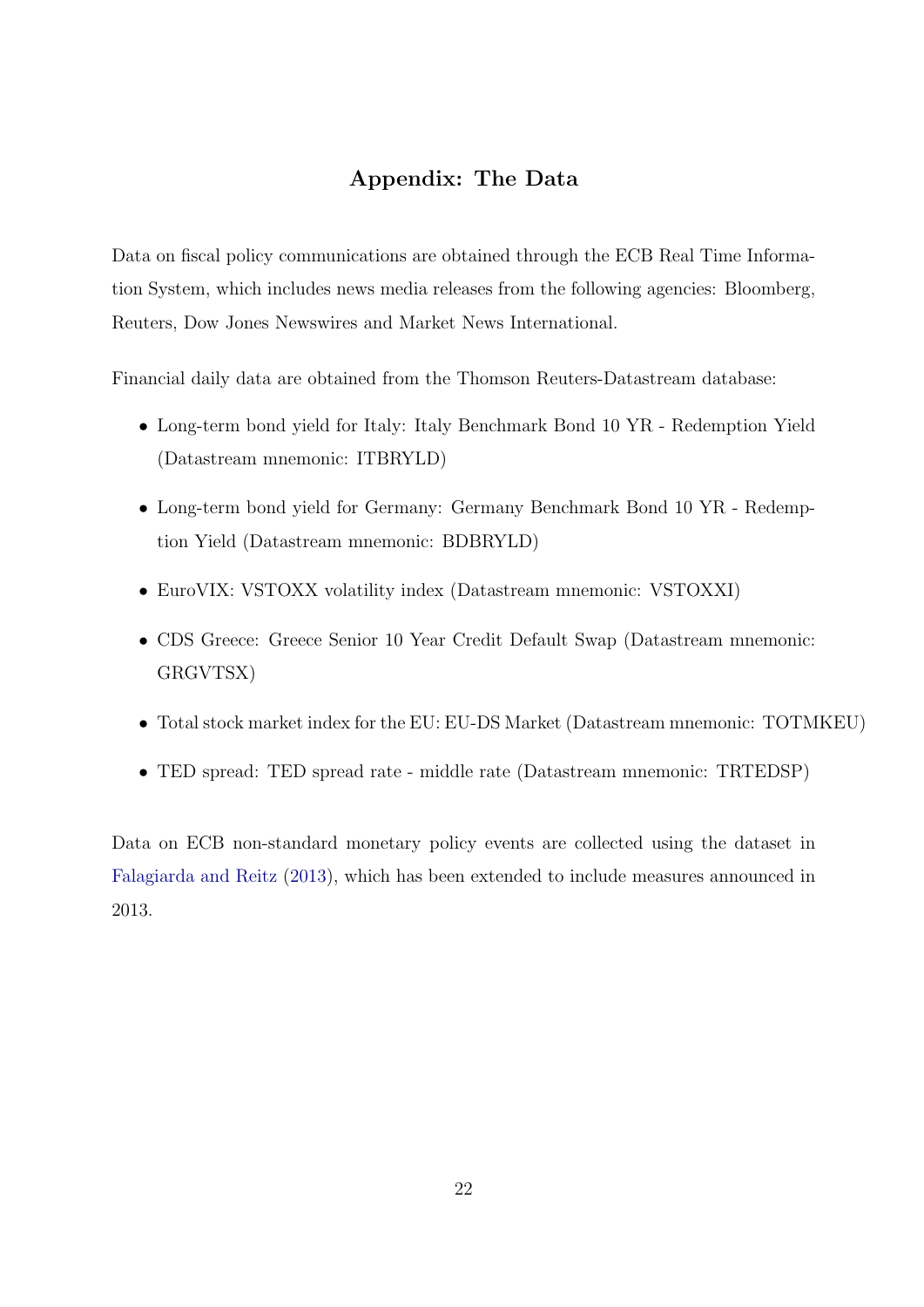# Appendix: The Data

Data on fiscal policy communications are obtained through the ECB Real Time Information System, which includes news media releases from the following agencies: Bloomberg, Reuters, Dow Jones Newswires and Market News International.

Financial daily data are obtained from the Thomson Reuters-Datastream database:

- Long-term bond yield for Italy: Italy Benchmark Bond 10 YR - Redemption Yield (Datastream mnemonic: ITBRYLD)
- Long-term bond yield for Germany: Germany Benchmark Bond 10 YR - Redemption Yield (Datastream mnemonic: BDBRYLD)
- EuroVIX: VSTOXX volatility index (Datastream mnemonic: VSTOXXI)
- CDS Greece: Greece Senior 10 Year Credit Default Swap (Datastream mnemonic: GRGVTSX)
- Total stock market index for the EU: EU-DS Market (Datastream mnemonic: TOTMKEU)
- TED spread: TED spread rate - middle rate (Datastream mnemonic: TRTEDSP)

Data on ECB non-standard monetary policy events are collected using the dataset in Falagiarda and Reitz (2013), which has been extended to include measures announced in 2013.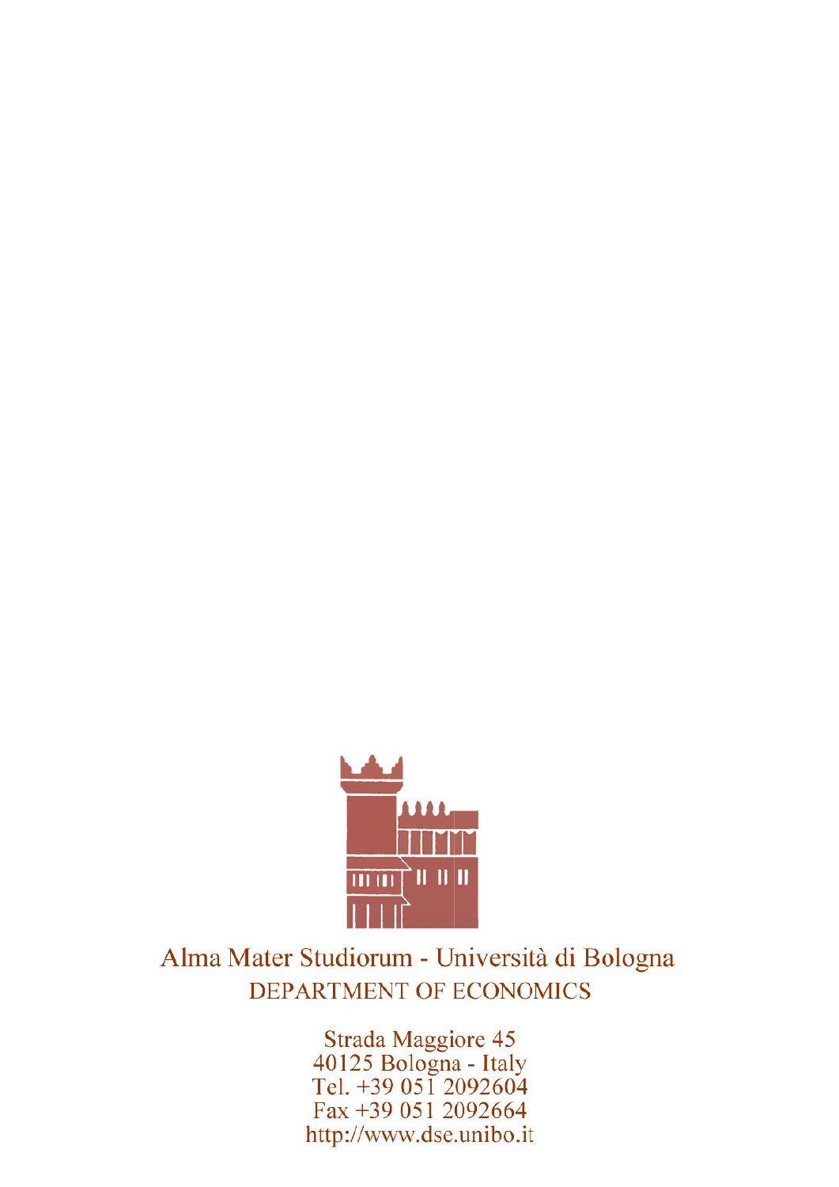Alma Mater Studiorum - Università di Bologna

DEPARTMENT OF ECONOMICS

Strada Maggiore 45
40125 Bologna - Italy
Tel. +39 051 2092604
Fax +39 051 2092664
http://www.dse.unibo.it